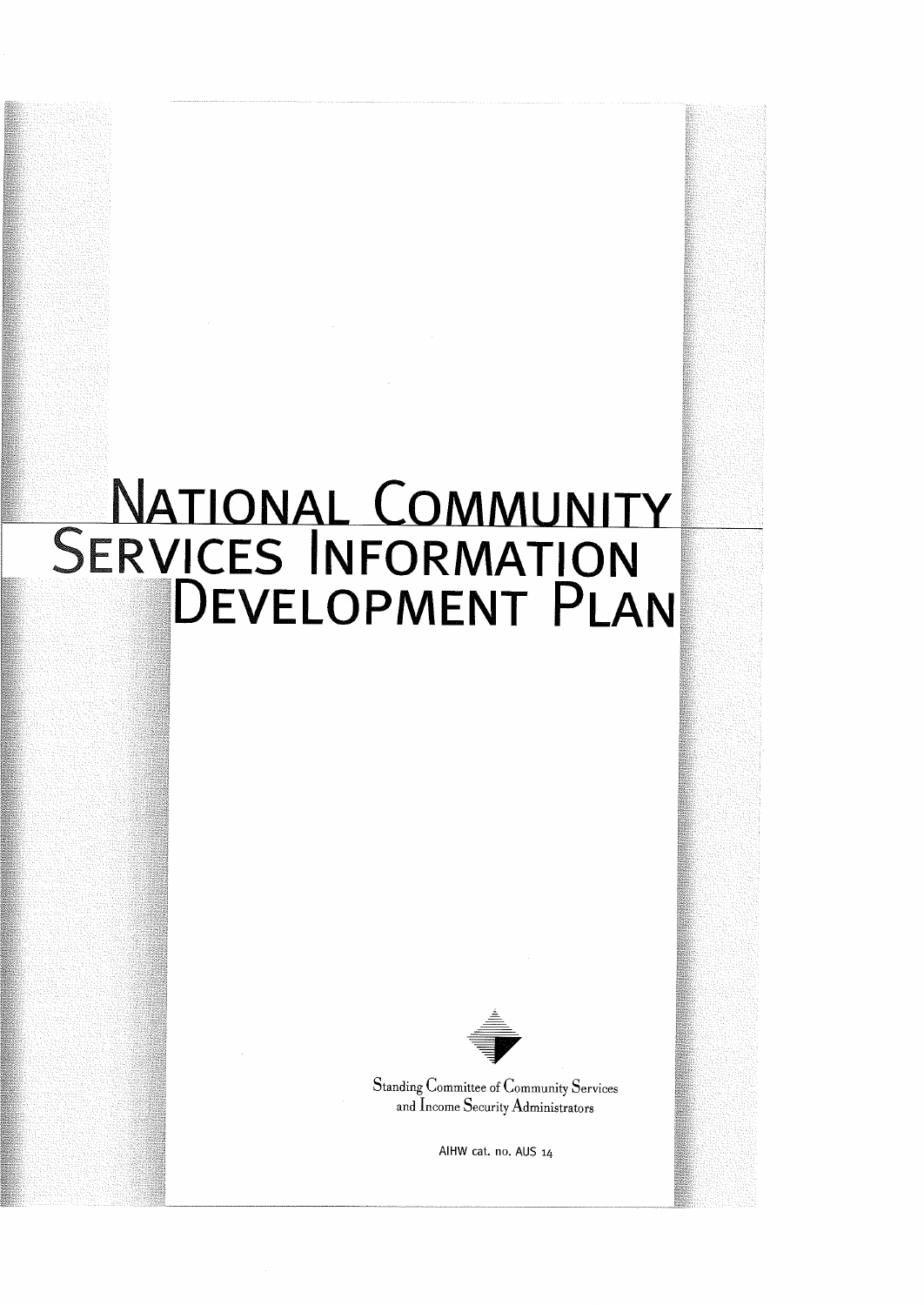# National Community Services Information Development Plan

Standing Committee of Community Services and Income Security Administrators

AIHW cat. no. AUS 14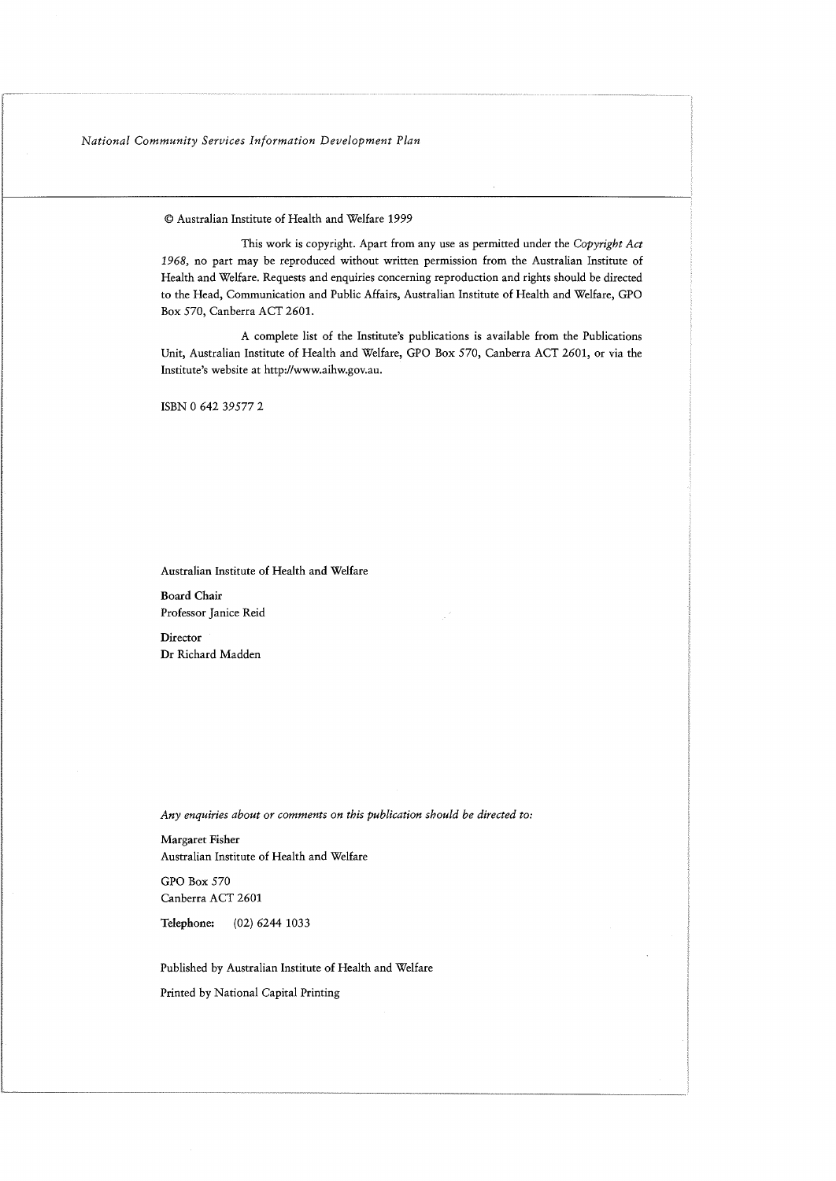© Australian Institute of Health and Welfare 1999

This work is copyright. Apart from any use as permitted under the *Copyright Act 1968*, no part may be reproduced without written permission from the Australian Institute of Health and Welfare. Requests and enquiries concerning reproduction and rights should be directed to the Head, Communication and Public Affairs, Australian Institute of Health and Welfare, GPO Box 570, Canberra ACT 2601.

A complete list of the Institute's publications is available from the Publications Unit, Australian Institute of Health and Welfare, GPO Box 570, Canberra ACT 2601, or via the Institute's website at http://www.aihw.gov.au.

ISBN 0 642 39577 2

Australian Institute of Health and Welfare

**Board Chair**
Professor Janice Reid

**Director**
Dr Richard Madden

*Any enquiries about or comments on this publication should be directed to:*

Margaret Fisher
Australian Institute of Health and Welfare

GPO Box 570
Canberra ACT 2601

**Telephone:** (02) 6244 1033

Published by Australian Institute of Health and Welfare

Printed by National Capital Printing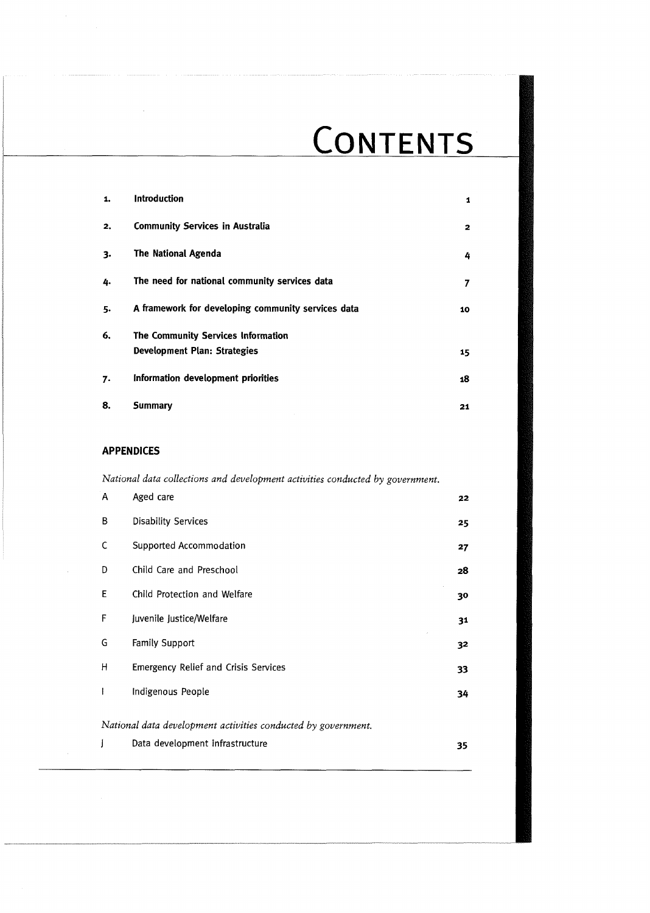# CONTENTS

| | | |
|---|---|---|
| **1.** | **Introduction** | 1 |
| **2.** | **Community Services in Australia** | 2 |
| **3.** | **The National Agenda** | 4 |
| **4.** | **The need for national community services data** | 7 |
| **5.** | **A framework for developing community services data** | 10 |
| **6.** | **The Community Services Information Development Plan: Strategies** | 15 |
| **7.** | **Information development priorities** | 18 |
| **8.** | **Summary** | 21 |

## APPENDICES

*National data collections and development activities conducted by government.*

| | | |
|---|---|---|
| A | Aged care | 22 |
| B | Disability Services | 25 |
| C | Supported Accommodation | 27 |
| D | Child Care and Preschool | 28 |
| E | Child Protection and Welfare | 30 |
| F | Juvenile Justice/Welfare | 31 |
| G | Family Support | 32 |
| H | Emergency Relief and Crisis Services | 33 |
| I | Indigenous People | 34 |

*National data development activities conducted by government.*

| | | |
|---|---|---|
| J | Data development infrastructure | 35 |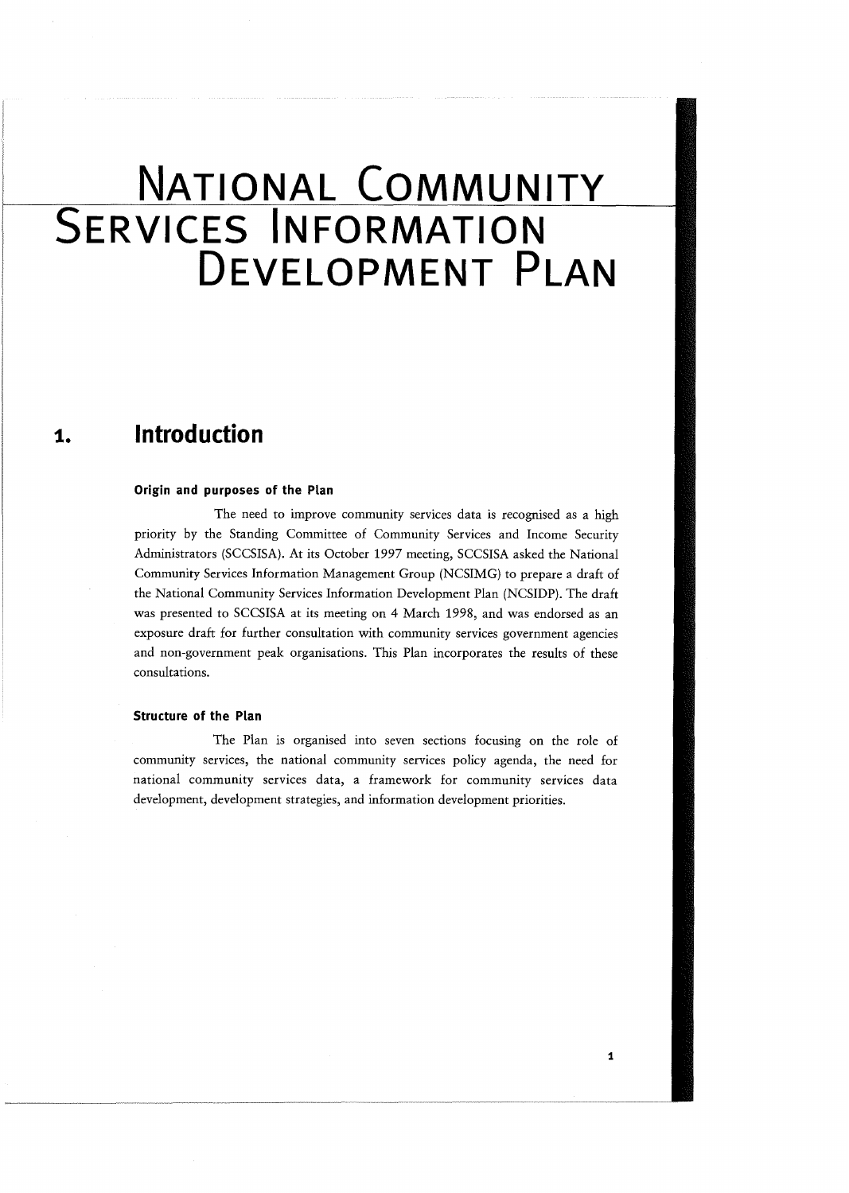# National Community Services Information Development Plan

## 1. Introduction

### Origin and purposes of the Plan

The need to improve community services data is recognised as a high priority by the Standing Committee of Community Services and Income Security Administrators (SCCSISA). At its October 1997 meeting, SCCSISA asked the National Community Services Information Management Group (NCSIMG) to prepare a draft of the National Community Services Information Development Plan (NCSIDP). The draft was presented to SCCSISA at its meeting on 4 March 1998, and was endorsed as an exposure draft for further consultation with community services government agencies and non-government peak organisations. This Plan incorporates the results of these consultations.

### Structure of the Plan

The Plan is organised into seven sections focusing on the role of community services, the national community services policy agenda, the need for national community services data, a framework for community services data development, development strategies, and information development priorities.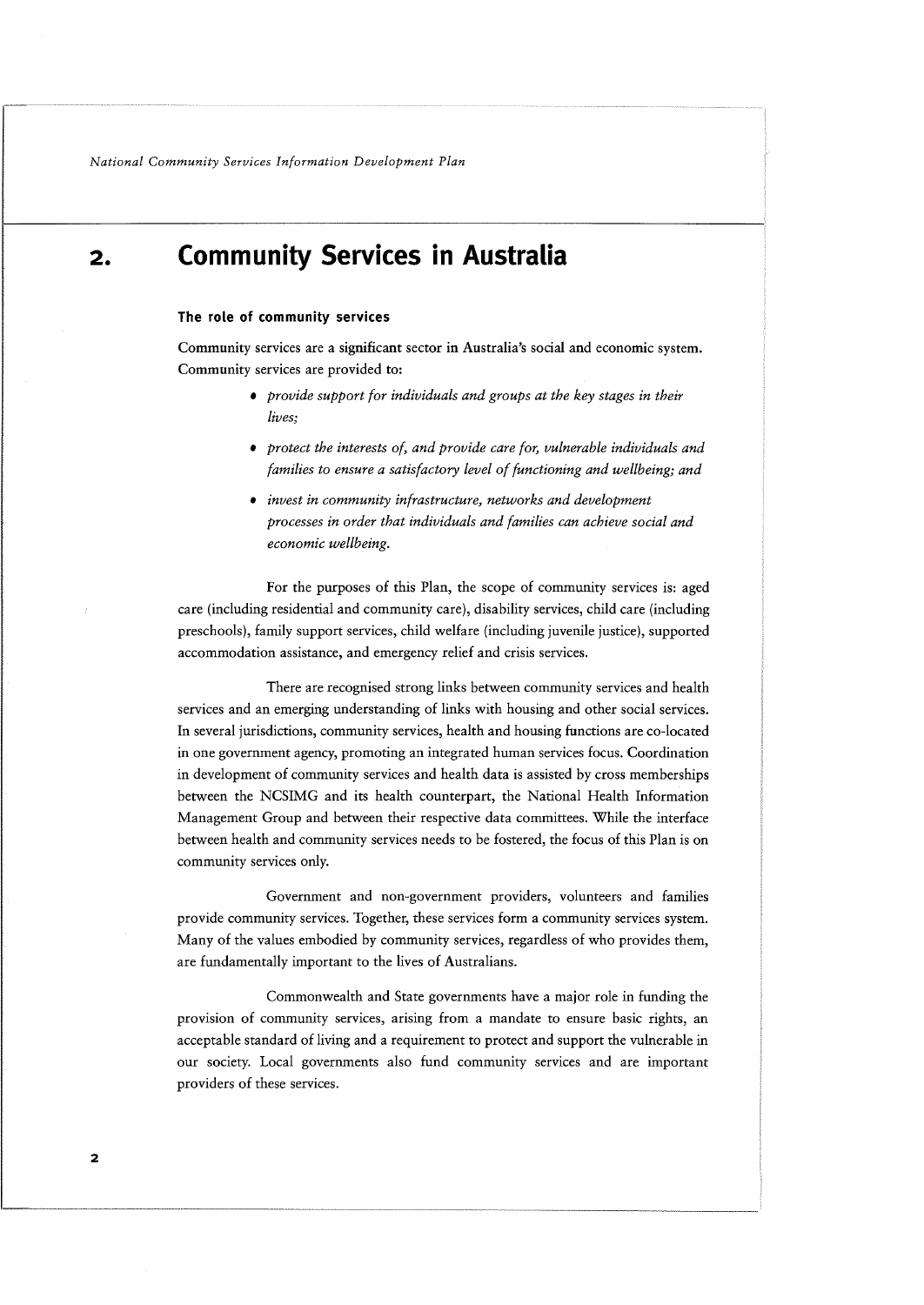# 2. Community Services in Australia

### The role of community services

Community services are a significant sector in Australia's social and economic system. Community services are provided to:

- *provide support for individuals and groups at the key stages in their lives;*
- *protect the interests of, and provide care for, vulnerable individuals and families to ensure a satisfactory level of functioning and wellbeing; and*
- *invest in community infrastructure, networks and development processes in order that individuals and families can achieve social and economic wellbeing.*

For the purposes of this Plan, the scope of community services is: aged care (including residential and community care), disability services, child care (including preschools), family support services, child welfare (including juvenile justice), supported accommodation assistance, and emergency relief and crisis services.

There are recognised strong links between community services and health services and an emerging understanding of links with housing and other social services. In several jurisdictions, community services, health and housing functions are co-located in one government agency, promoting an integrated human services focus. Coordination in development of community services and health data is assisted by cross memberships between the NCSIMG and its health counterpart, the National Health Information Management Group and between their respective data committees. While the interface between health and community services needs to be fostered, the focus of this Plan is on community services only.

Government and non-government providers, volunteers and families provide community services. Together, these services form a community services system. Many of the values embodied by community services, regardless of who provides them, are fundamentally important to the lives of Australians.

Commonwealth and State governments have a major role in funding the provision of community services, arising from a mandate to ensure basic rights, an acceptable standard of living and a requirement to protect and support the vulnerable in our society. Local governments also fund community services and are important providers of these services.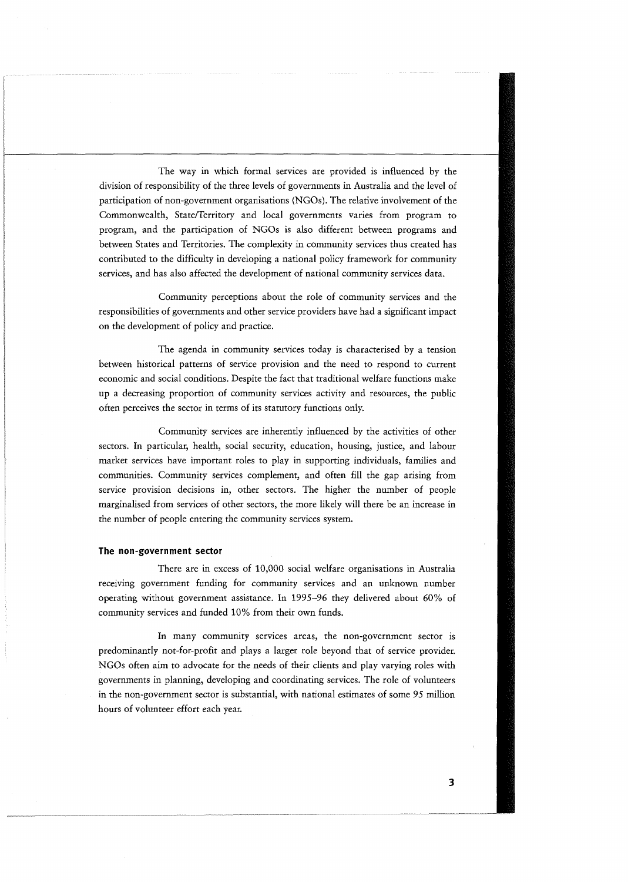The way in which formal services are provided is influenced by the division of responsibility of the three levels of governments in Australia and the level of participation of non-government organisations (NGOs). The relative involvement of the Commonwealth, State/Territory and local governments varies from program to program, and the participation of NGOs is also different between programs and between States and Territories. The complexity in community services thus created has contributed to the difficulty in developing a national policy framework for community services, and has also affected the development of national community services data.

Community perceptions about the role of community services and the responsibilities of governments and other service providers have had a significant impact on the development of policy and practice.

The agenda in community services today is characterised by a tension between historical patterns of service provision and the need to respond to current economic and social conditions. Despite the fact that traditional welfare functions make up a decreasing proportion of community services activity and resources, the public often perceives the sector in terms of its statutory functions only.

Community services are inherently influenced by the activities of other sectors. In particular, health, social security, education, housing, justice, and labour market services have important roles to play in supporting individuals, families and communities. Community services complement, and often fill the gap arising from service provision decisions in, other sectors. The higher the number of people marginalised from services of other sectors, the more likely will there be an increase in the number of people entering the community services system.

#### The non-government sector

There are in excess of 10,000 social welfare organisations in Australia receiving government funding for community services and an unknown number operating without government assistance. In 1995–96 they delivered about 60% of community services and funded 10% from their own funds.

In many community services areas, the non-government sector is predominantly not-for-profit and plays a larger role beyond that of service provider. NGOs often aim to advocate for the needs of their clients and play varying roles with governments in planning, developing and coordinating services. The role of volunteers in the non-government sector is substantial, with national estimates of some 95 million hours of volunteer effort each year.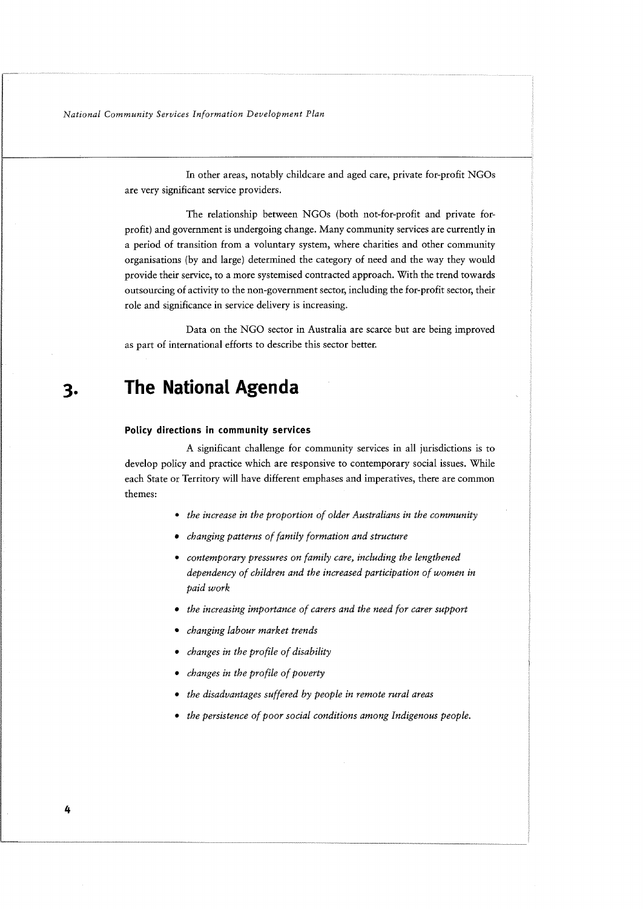In other areas, notably childcare and aged care, private for-profit NGOs are very significant service providers.

The relationship between NGOs (both not-for-profit and private for-profit) and government is undergoing change. Many community services are currently in a period of transition from a voluntary system, where charities and other community organisations (by and large) determined the category of need and the way they would provide their service, to a more systemised contracted approach. With the trend towards outsourcing of activity to the non-government sector, including the for-profit sector, their role and significance in service delivery is increasing.

Data on the NGO sector in Australia are scarce but are being improved as part of international efforts to describe this sector better.

# 3. The National Agenda

### Policy directions in community services

A significant challenge for community services in all jurisdictions is to develop policy and practice which are responsive to contemporary social issues. While each State or Territory will have different emphases and imperatives, there are common themes:

- *the increase in the proportion of older Australians in the community*
- *changing patterns of family formation and structure*
- *contemporary pressures on family care, including the lengthened dependency of children and the increased participation of women in paid work*
- *the increasing importance of carers and the need for carer support*
- *changing labour market trends*
- *changes in the profile of disability*
- *changes in the profile of poverty*
- *the disadvantages suffered by people in remote rural areas*
- *the persistence of poor social conditions among Indigenous people.*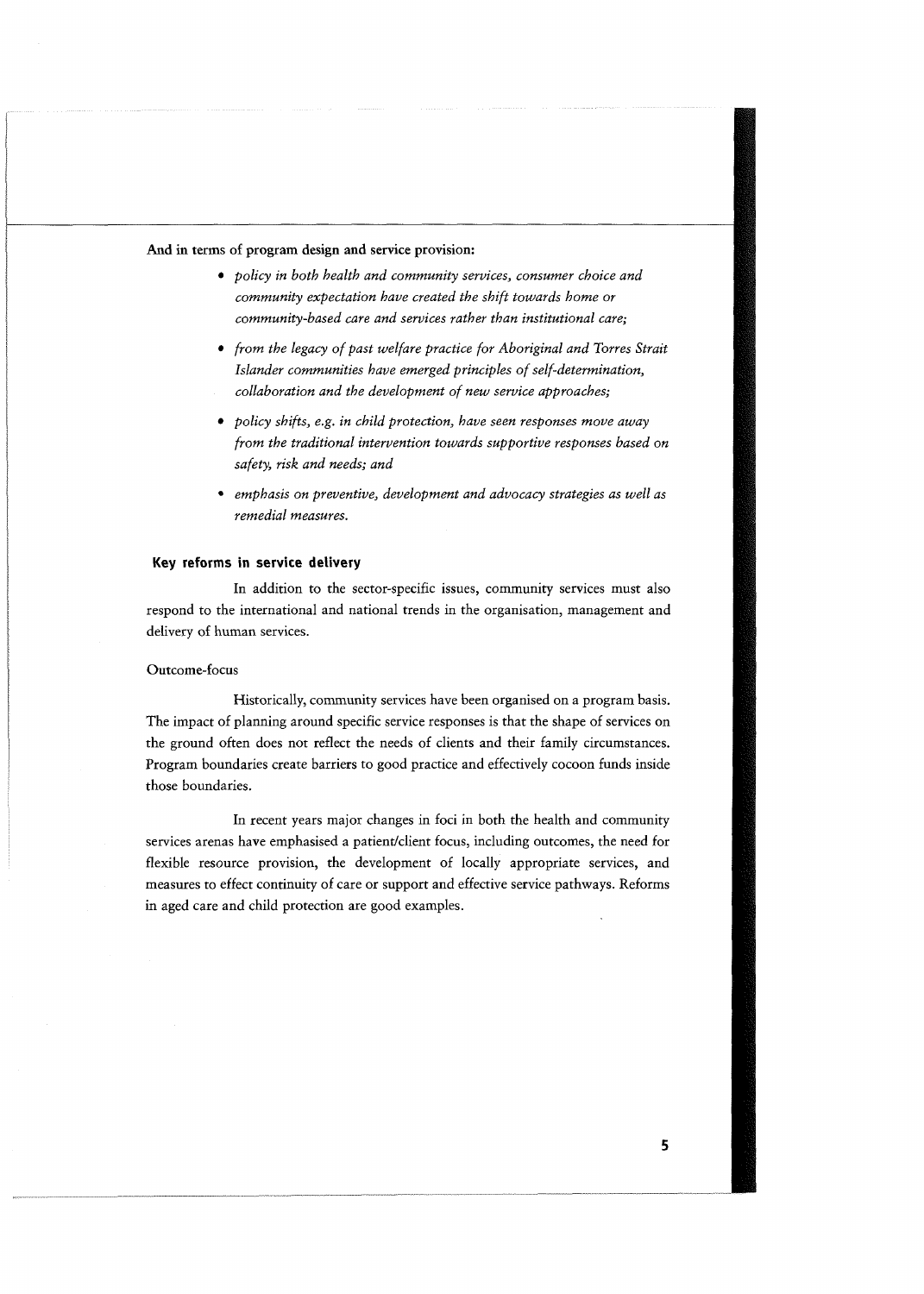**And in terms of program design and service provision:**

- *policy in both health and community services, consumer choice and community expectation have created the shift towards home or community-based care and services rather than institutional care;*
- *from the legacy of past welfare practice for Aboriginal and Torres Strait Islander communities have emerged principles of self-determination, collaboration and the development of new service approaches;*
- *policy shifts, e.g. in child protection, have seen responses move away from the traditional intervention towards supportive responses based on safety, risk and needs; and*
- *emphasis on preventive, development and advocacy strategies as well as remedial measures.*

## Key reforms in service delivery

In addition to the sector-specific issues, community services must also respond to the international and national trends in the organisation, management and delivery of human services.

### Outcome-focus

Historically, community services have been organised on a program basis. The impact of planning around specific service responses is that the shape of services on the ground often does not reflect the needs of clients and their family circumstances. Program boundaries create barriers to good practice and effectively cocoon funds inside those boundaries.

In recent years major changes in foci in both the health and community services arenas have emphasised a patient/client focus, including outcomes, the need for flexible resource provision, the development of locally appropriate services, and measures to effect continuity of care or support and effective service pathways. Reforms in aged care and child protection are good examples.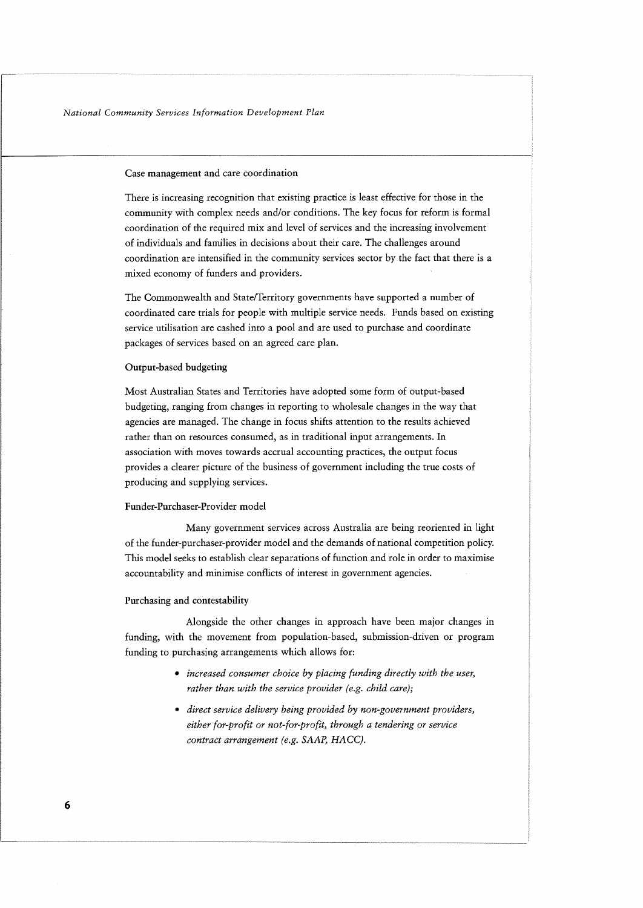### Case management and care coordination

There is increasing recognition that existing practice is least effective for those in the community with complex needs and/or conditions. The key focus for reform is formal coordination of the required mix and level of services and the increasing involvement of individuals and families in decisions about their care. The challenges around coordination are intensified in the community services sector by the fact that there is a mixed economy of funders and providers.

The Commonwealth and State/Territory governments have supported a number of coordinated care trials for people with multiple service needs. Funds based on existing service utilisation are cashed into a pool and are used to purchase and coordinate packages of services based on an agreed care plan.

### Output-based budgeting

Most Australian States and Territories have adopted some form of output-based budgeting, ranging from changes in reporting to wholesale changes in the way that agencies are managed. The change in focus shifts attention to the results achieved rather than on resources consumed, as in traditional input arrangements. In association with moves towards accrual accounting practices, the output focus provides a clearer picture of the business of government including the true costs of producing and supplying services.

### Funder-Purchaser-Provider model

Many government services across Australia are being reoriented in light of the funder-purchaser-provider model and the demands of national competition policy. This model seeks to establish clear separations of function and role in order to maximise accountability and minimise conflicts of interest in government agencies.

### Purchasing and contestability

Alongside the other changes in approach have been major changes in funding, with the movement from population-based, submission-driven or program funding to purchasing arrangements which allows for:

- *increased consumer choice by placing funding directly with the user, rather than with the service provider (e.g. child care);*
- *direct service delivery being provided by non-government providers, either for-profit or not-for-profit, through a tendering or service contract arrangement (e.g. SAAP, HACC).*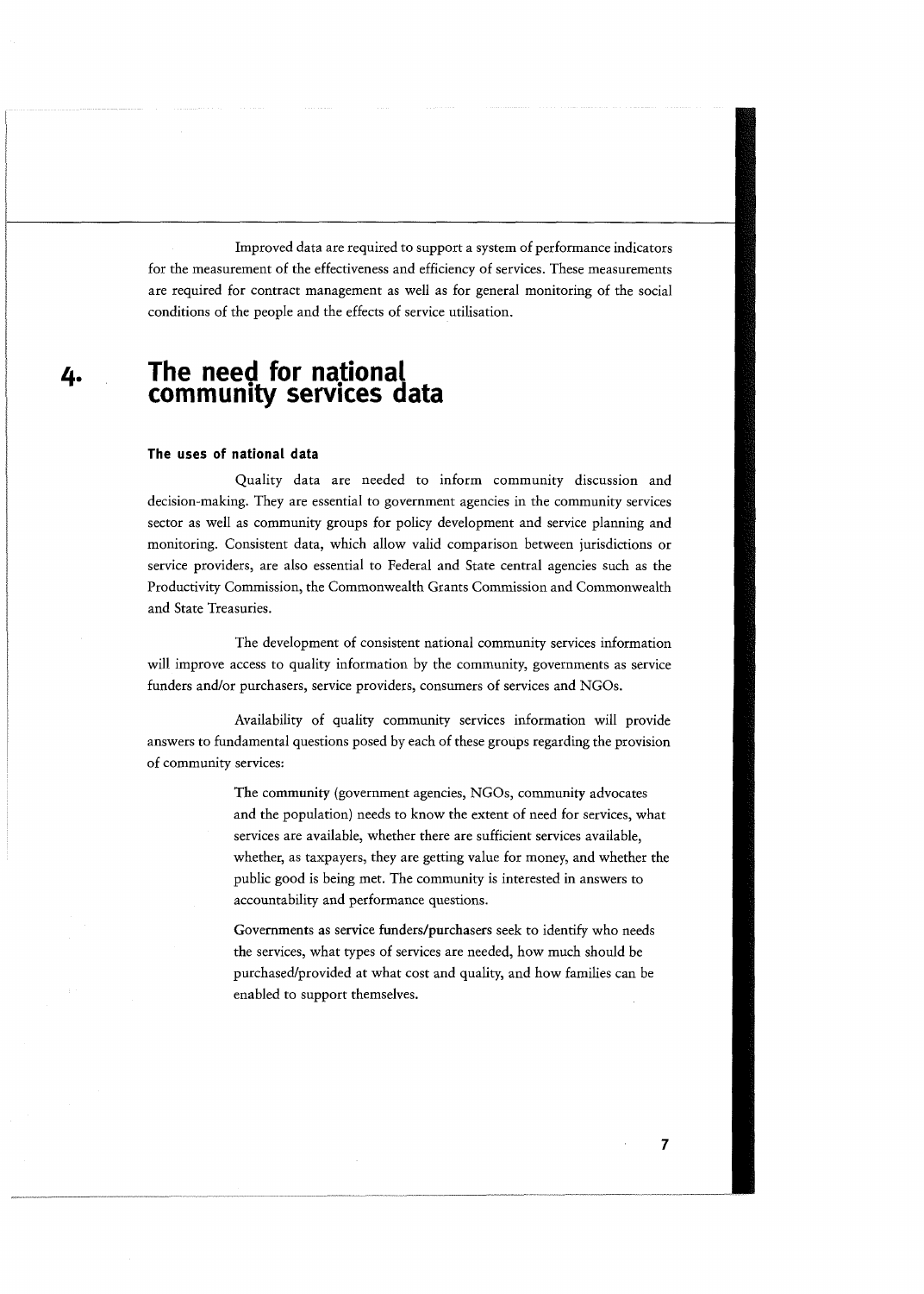Improved data are required to support a system of performance indicators for the measurement of the effectiveness and efficiency of services. These measurements are required for contract management as well as for general monitoring of the social conditions of the people and the effects of service utilisation.

# 4. The need for national community services data

### The uses of national data

Quality data are needed to inform community discussion and decision-making. They are essential to government agencies in the community services sector as well as community groups for policy development and service planning and monitoring. Consistent data, which allow valid comparison between jurisdictions or service providers, are also essential to Federal and State central agencies such as the Productivity Commission, the Commonwealth Grants Commission and Commonwealth and State Treasuries.

The development of consistent national community services information will improve access to quality information by the community, governments as service funders and/or purchasers, service providers, consumers of services and NGOs.

Availability of quality community services information will provide answers to fundamental questions posed by each of these groups regarding the provision of community services:

> The community (government agencies, NGOs, community advocates and the population) needs to know the extent of need for services, what services are available, whether there are sufficient services available, whether, as taxpayers, they are getting value for money, and whether the public good is being met. The community is interested in answers to accountability and performance questions.
>
> Governments as service funders/purchasers seek to identify who needs the services, what types of services are needed, how much should be purchased/provided at what cost and quality, and how families can be enabled to support themselves.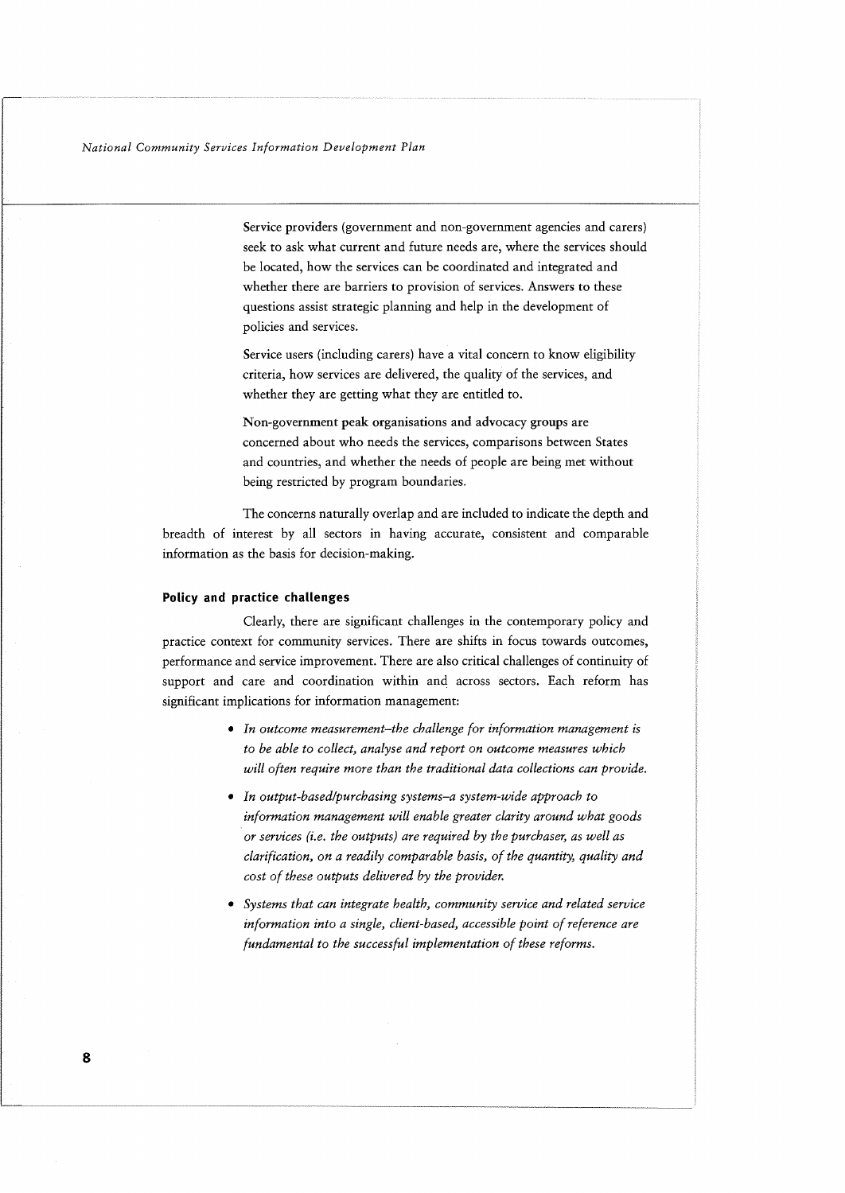Service providers (government and non-government agencies and carers) seek to ask what current and future needs are, where the services should be located, how the services can be coordinated and integrated and whether there are barriers to provision of services. Answers to these questions assist strategic planning and help in the development of policies and services.

Service users (including carers) have a vital concern to know eligibility criteria, how services are delivered, the quality of the services, and whether they are getting what they are entitled to.

Non-government peak organisations and advocacy groups are concerned about who needs the services, comparisons between States and countries, and whether the needs of people are being met without being restricted by program boundaries.

The concerns naturally overlap and are included to indicate the depth and breadth of interest by all sectors in having accurate, consistent and comparable information as the basis for decision-making.

### Policy and practice challenges

Clearly, there are significant challenges in the contemporary policy and practice context for community services. There are shifts in focus towards outcomes, performance and service improvement. There are also critical challenges of continuity of support and care and coordination within and across sectors. Each reform has significant implications for information management:

- *In outcome measurement–the challenge for information management is to be able to collect, analyse and report on outcome measures which will often require more than the traditional data collections can provide.*
- *In output-based/purchasing systems–a system-wide approach to information management will enable greater clarity around what goods or services (i.e. the outputs) are required by the purchaser, as well as clarification, on a readily comparable basis, of the quantity, quality and cost of these outputs delivered by the provider.*
- *Systems that can integrate health, community service and related service information into a single, client-based, accessible point of reference are fundamental to the successful implementation of these reforms.*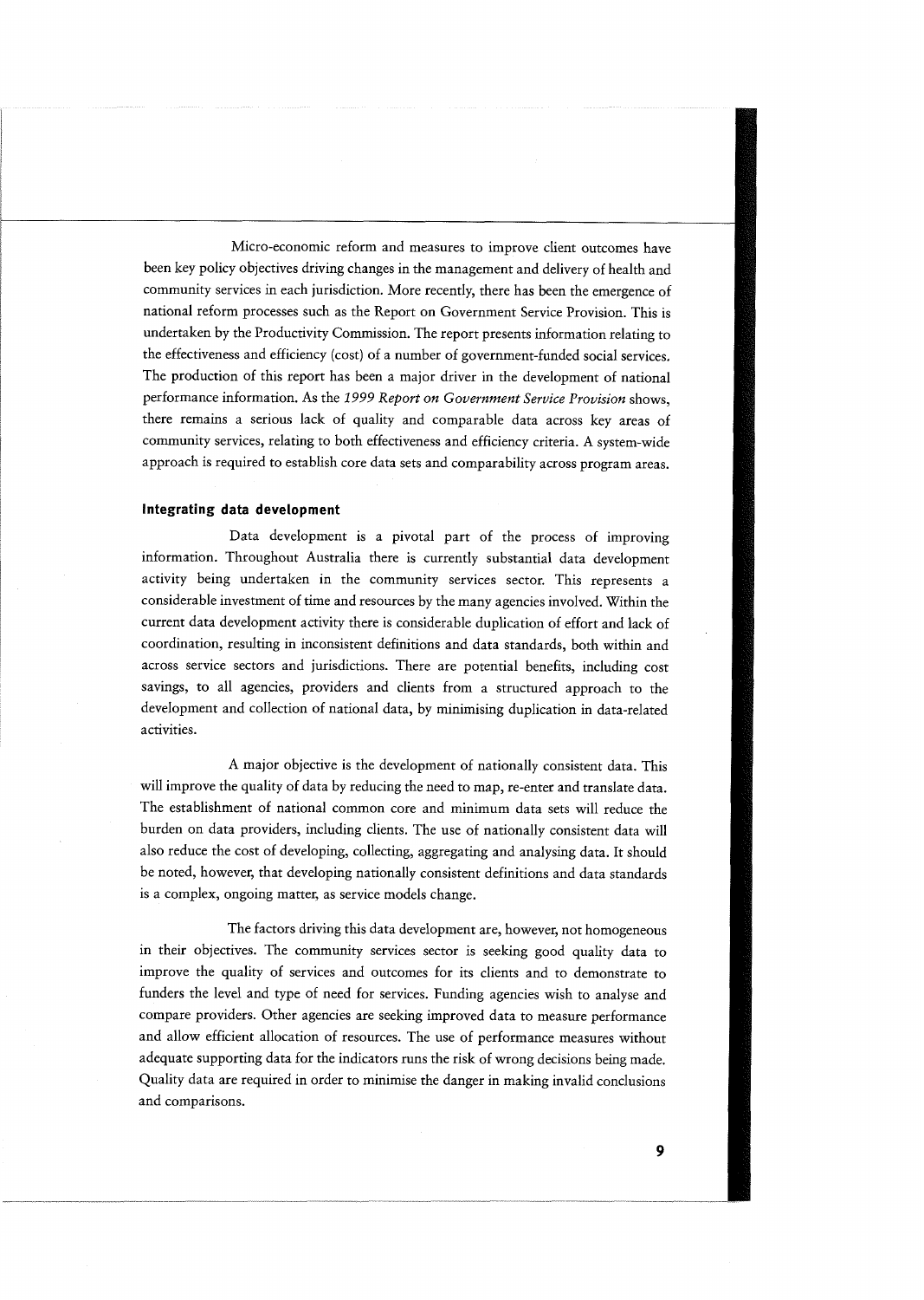Micro-economic reform and measures to improve client outcomes have been key policy objectives driving changes in the management and delivery of health and community services in each jurisdiction. More recently, there has been the emergence of national reform processes such as the Report on Government Service Provision. This is undertaken by the Productivity Commission. The report presents information relating to the effectiveness and efficiency (cost) of a number of government-funded social services. The production of this report has been a major driver in the development of national performance information. As the *1999 Report on Government Service Provision* shows, there remains a serious lack of quality and comparable data across key areas of community services, relating to both effectiveness and efficiency criteria. A system-wide approach is required to establish core data sets and comparability across program areas.

### Integrating data development

Data development is a pivotal part of the process of improving information. Throughout Australia there is currently substantial data development activity being undertaken in the community services sector. This represents a considerable investment of time and resources by the many agencies involved. Within the current data development activity there is considerable duplication of effort and lack of coordination, resulting in inconsistent definitions and data standards, both within and across service sectors and jurisdictions. There are potential benefits, including cost savings, to all agencies, providers and clients from a structured approach to the development and collection of national data, by minimising duplication in data-related activities.

A major objective is the development of nationally consistent data. This will improve the quality of data by reducing the need to map, re-enter and translate data. The establishment of national common core and minimum data sets will reduce the burden on data providers, including clients. The use of nationally consistent data will also reduce the cost of developing, collecting, aggregating and analysing data. It should be noted, however, that developing nationally consistent definitions and data standards is a complex, ongoing matter, as service models change.

The factors driving this data development are, however, not homogeneous in their objectives. The community services sector is seeking good quality data to improve the quality of services and outcomes for its clients and to demonstrate to funders the level and type of need for services. Funding agencies wish to analyse and compare providers. Other agencies are seeking improved data to measure performance and allow efficient allocation of resources. The use of performance measures without adequate supporting data for the indicators runs the risk of wrong decisions being made. Quality data are required in order to minimise the danger in making invalid conclusions and comparisons.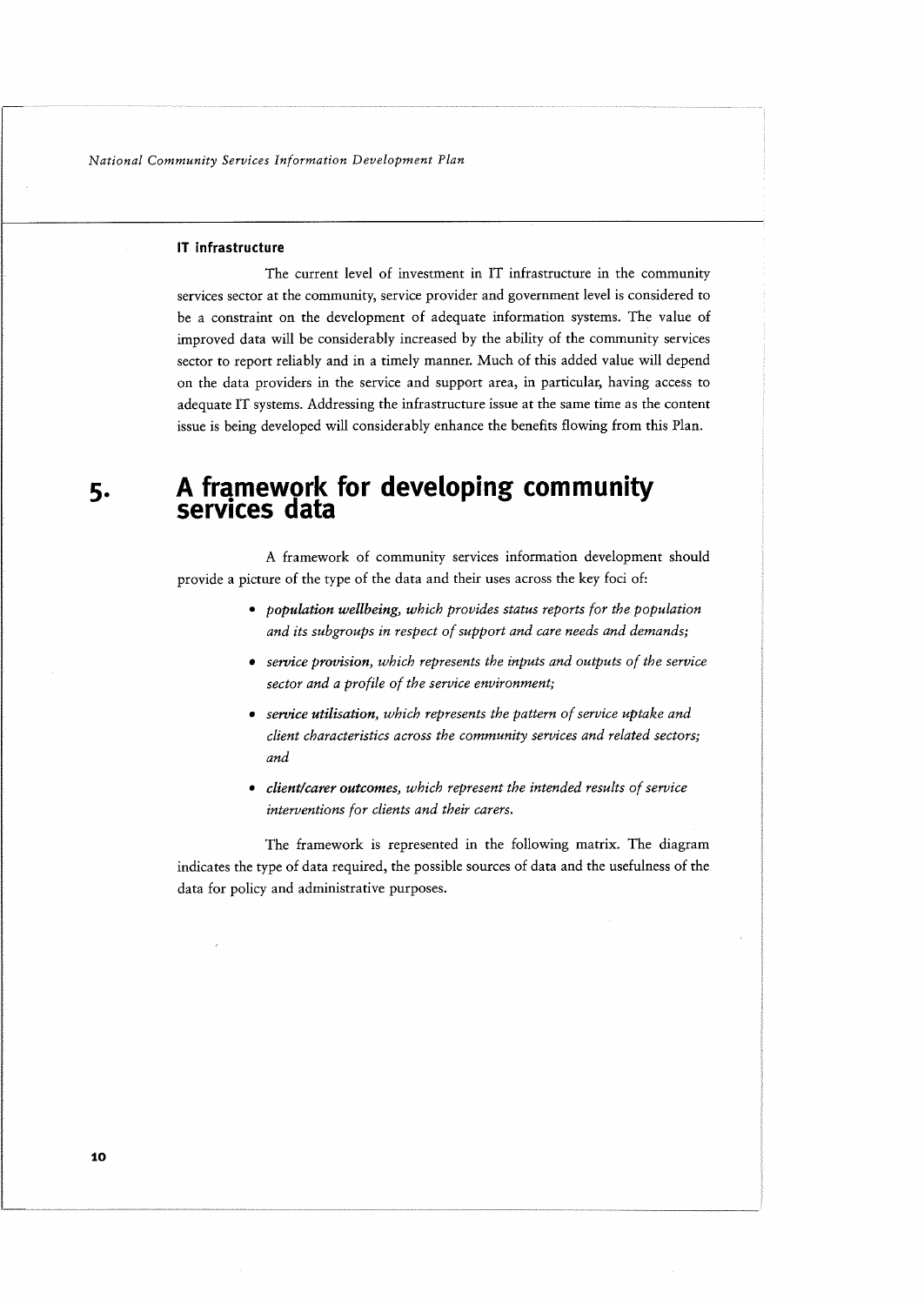### IT infrastructure

The current level of investment in IT infrastructure in the community services sector at the community, service provider and government level is considered to be a constraint on the development of adequate information systems. The value of improved data will be considerably increased by the ability of the community services sector to report reliably and in a timely manner. Much of this added value will depend on the data providers in the service and support area, in particular, having access to adequate IT systems. Addressing the infrastructure issue at the same time as the content issue is being developed will considerably enhance the benefits flowing from this Plan.

# 5. A framework for developing community services data

A framework of community services information development should provide a picture of the type of the data and their uses across the key foci of:

- ***population wellbeing****, which provides status reports for the population and its subgroups in respect of support and care needs and demands;*
- ***service provision****, which represents the inputs and outputs of the service sector and a profile of the service environment;*
- ***service utilisation****, which represents the pattern of service uptake and client characteristics across the community services and related sectors; and*
- ***client/carer outcomes****, which represent the intended results of service interventions for clients and their carers.*

The framework is represented in the following matrix. The diagram indicates the type of data required, the possible sources of data and the usefulness of the data for policy and administrative purposes.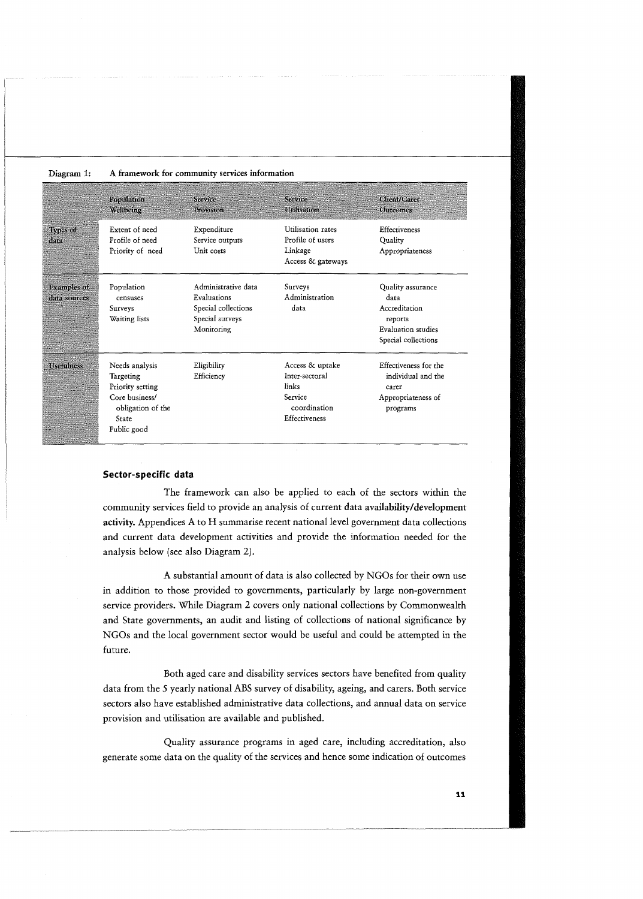Diagram 1: A framework for community services information

| | Population Wellbeing | Service Provision | Service Utilisation | Client/Carer Outcomes |
|---|---|---|---|---|
| Types of data | Extent of need<br>Profile of need<br>Priority of need | Expenditure<br>Service outputs<br>Unit costs | Utilisation rates<br>Profile of users<br>Linkage<br>Access & gateways | Effectiveness<br>Quality<br>Appropriateness |
| Examples of data sources | Population censuses<br>Surveys<br>Waiting lists | Administrative data<br>Evaluations<br>Special collections<br>Special surveys<br>Monitoring | Surveys<br>Administration data | Quality assurance data<br>Accreditation reports<br>Evaluation studies<br>Special collections |
| Usefulness | Needs analysis<br>Targeting<br>Priority setting<br>Core business/ obligation of the State<br>Public good | Eligibility<br>Efficiency | Access & uptake<br>Inter-sectoral links<br>Service coordination<br>Effectiveness | Effectiveness for the individual and the carer<br>Appropriateness of programs |

### Sector-specific data

The framework can also be applied to each of the sectors within the community services field to provide an analysis of current data **availability/development activity.** Appendices A to H summarise recent national level government data collections and current data development activities and provide the information needed for the analysis below (see also Diagram 2).

A substantial amount of data is also collected by NGOs for their own use in addition to those provided to governments, particularly by large non-government service providers. While Diagram 2 covers only national collections by Commonwealth and State governments, an audit and listing of collections of national significance by NGOs and the local government sector would be useful and could be attempted in the future.

Both aged care and disability services sectors have benefited from quality data from the 5 yearly national ABS survey of disability, ageing, and carers. Both service sectors also have established administrative data collections, and annual data on service provision and utilisation are available and published.

Quality assurance programs in aged care, including accreditation, also generate some data on the quality of the services and hence some indication of outcomes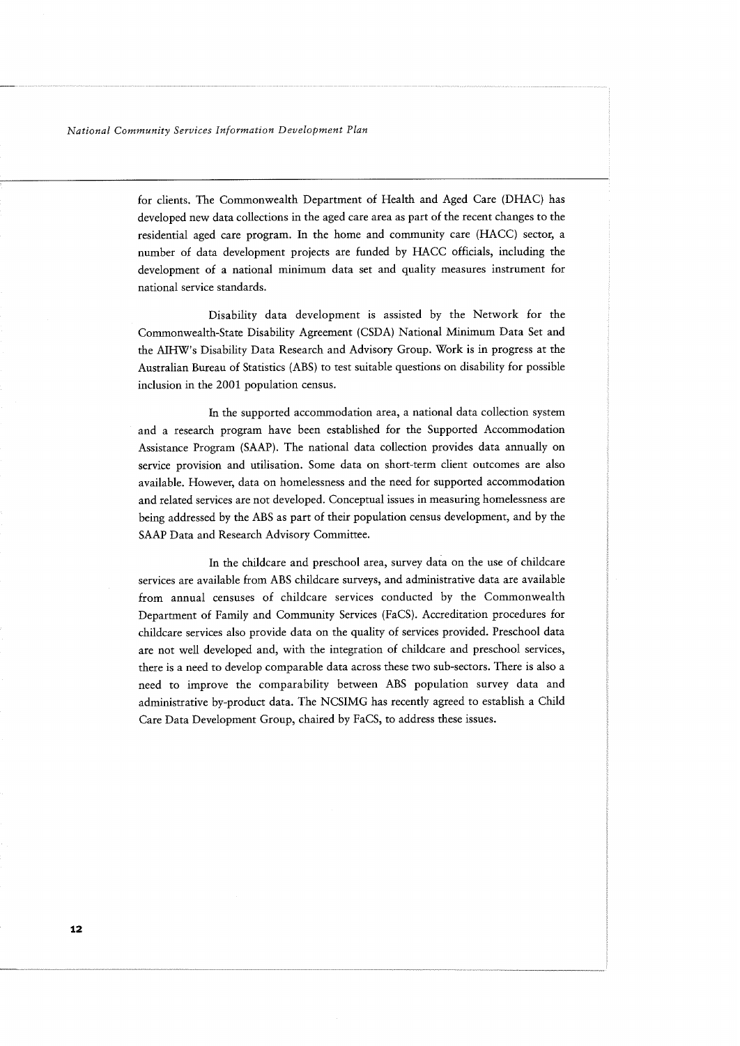for clients. The Commonwealth Department of Health and Aged Care (DHAC) has developed new data collections in the aged care area as part of the recent changes to the residential aged care program. In the home and community care (HACC) sector, a number of data development projects are funded by HACC officials, including the development of a national minimum data set and quality measures instrument for national service standards.

Disability data development is assisted by the Network for the Commonwealth-State Disability Agreement (CSDA) National Minimum Data Set and the AIHW's Disability Data Research and Advisory Group. Work is in progress at the Australian Bureau of Statistics (ABS) to test suitable questions on disability for possible inclusion in the 2001 population census.

In the supported accommodation area, a national data collection system and a research program have been established for the Supported Accommodation Assistance Program (SAAP). The national data collection provides data annually on service provision and utilisation. Some data on short-term client outcomes are also available. However, data on homelessness and the need for supported accommodation and related services are not developed. Conceptual issues in measuring homelessness are being addressed by the ABS as part of their population census development, and by the SAAP Data and Research Advisory Committee.

In the childcare and preschool area, survey data on the use of childcare services are available from ABS childcare surveys, and administrative data are available from annual censuses of childcare services conducted by the Commonwealth Department of Family and Community Services (FaCS). Accreditation procedures for childcare services also provide data on the quality of services provided. Preschool data are not well developed and, with the integration of childcare and preschool services, there is a need to develop comparable data across these two sub-sectors. There is also a need to improve the comparability between ABS population survey data and administrative by-product data. The NCSIMG has recently agreed to establish a Child Care Data Development Group, chaired by FaCS, to address these issues.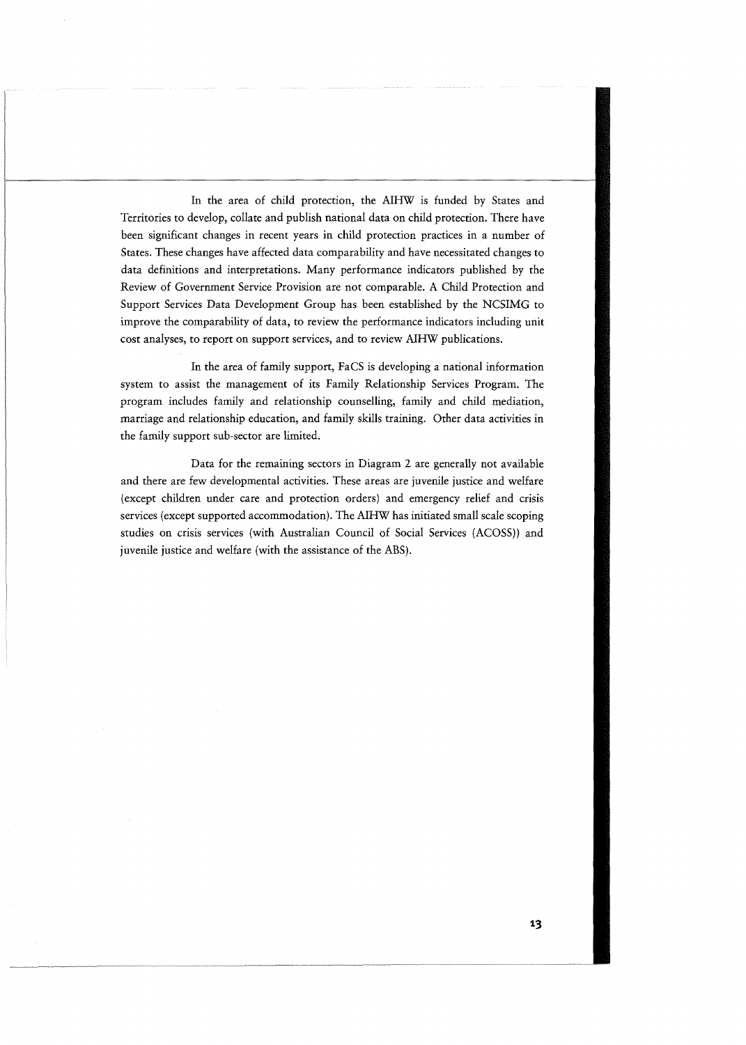In the area of child protection, the AIHW is funded by States and Territories to develop, collate and publish national data on child protection. There have been significant changes in recent years in child protection practices in a number of States. These changes have affected data comparability and have necessitated changes to data definitions and interpretations. Many performance indicators published by the Review of Government Service Provision are not comparable. A Child Protection and Support Services Data Development Group has been established by the NCSIMG to improve the comparability of data, to review the performance indicators including unit cost analyses, to report on support services, and to review AIHW publications.

In the area of family support, FaCS is developing a national information system to assist the management of its Family Relationship Services Program. The program includes family and relationship counselling, family and child mediation, marriage and relationship education, and family skills training. Other data activities in the family support sub-sector are limited.

Data for the remaining sectors in Diagram 2 are generally not available and there are few developmental activities. These areas are juvenile justice and welfare (except children under care and protection orders) and emergency relief and crisis services (except supported accommodation). The AIHW has initiated small scale scoping studies on crisis services (with Australian Council of Social Services (ACOSS)) and juvenile justice and welfare (with the assistance of the ABS).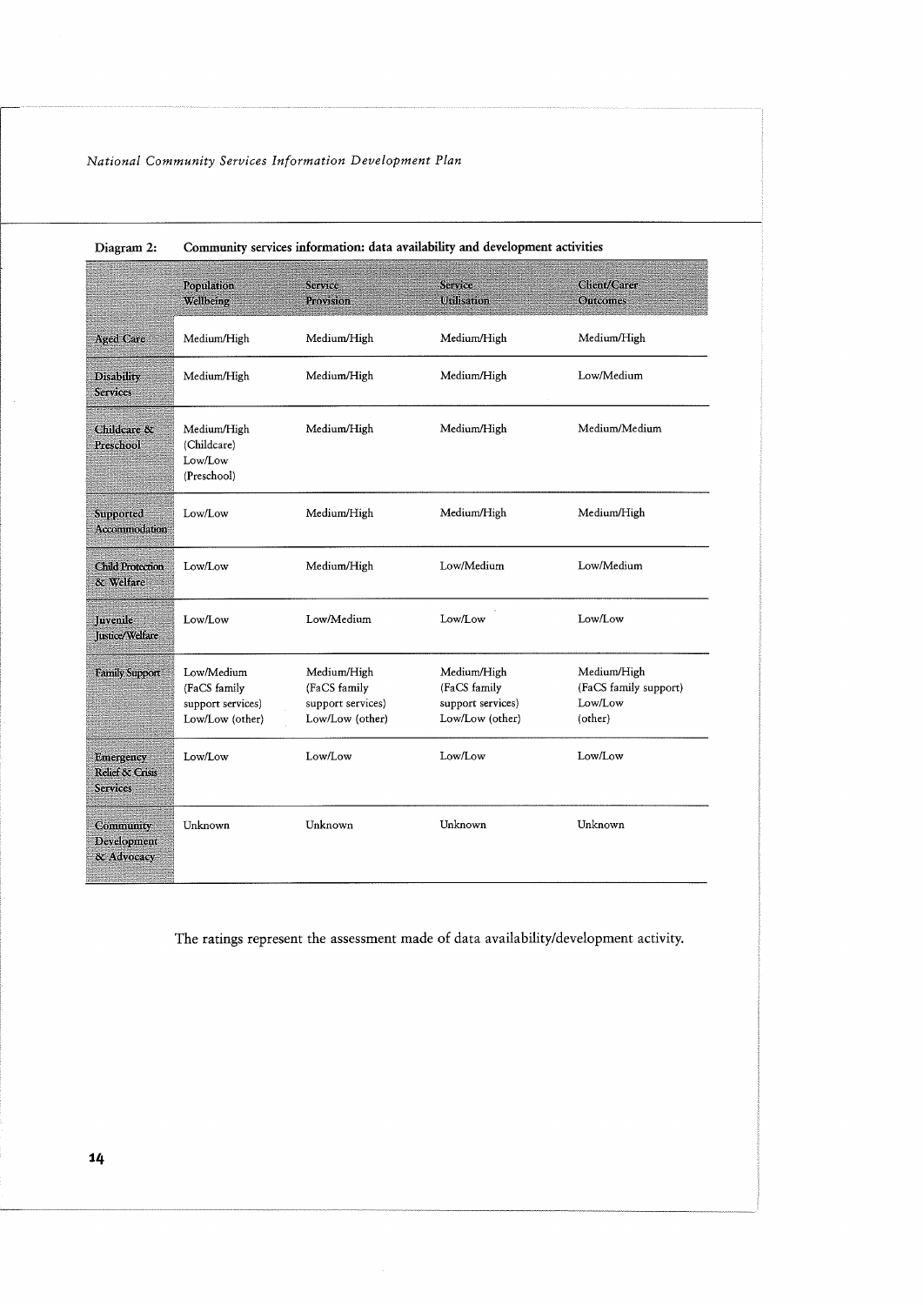Diagram 2: Community services information: data availability and development activities

| | Population Wellbeing | Service Provision | Service Utilisation | Client/Carer Outcomes |
|---|---|---|---|---|
| Aged Care | Medium/High | Medium/High | Medium/High | Medium/High |
| Disability Services | Medium/High | Medium/High | Medium/High | Low/Medium |
| Childcare & Preschool | Medium/High (Childcare) Low/Low (Preschool) | Medium/High | Medium/High | Medium/Medium |
| Supported Accommodation | Low/Low | Medium/High | Medium/High | Medium/High |
| Child Protection & Welfare | Low/Low | Medium/High | Low/Medium | Low/Medium |
| Juvenile Justice/Welfare | Low/Low | Low/Medium | Low/Low | Low/Low |
| Family Support | Low/Medium (FaCS family support services) Low/Low (other) | Medium/High (FaCS family support services) Low/Low (other) | Medium/High (FaCS family support services) Low/Low (other) | Medium/High (FaCS family support) Low/Low (other) |
| Emergency Relief & Crisis Services | Low/Low | Low/Low | Low/Low | Low/Low |
| Community Development & Advocacy | Unknown | Unknown | Unknown | Unknown |

The ratings represent the assessment made of data availability/development activity.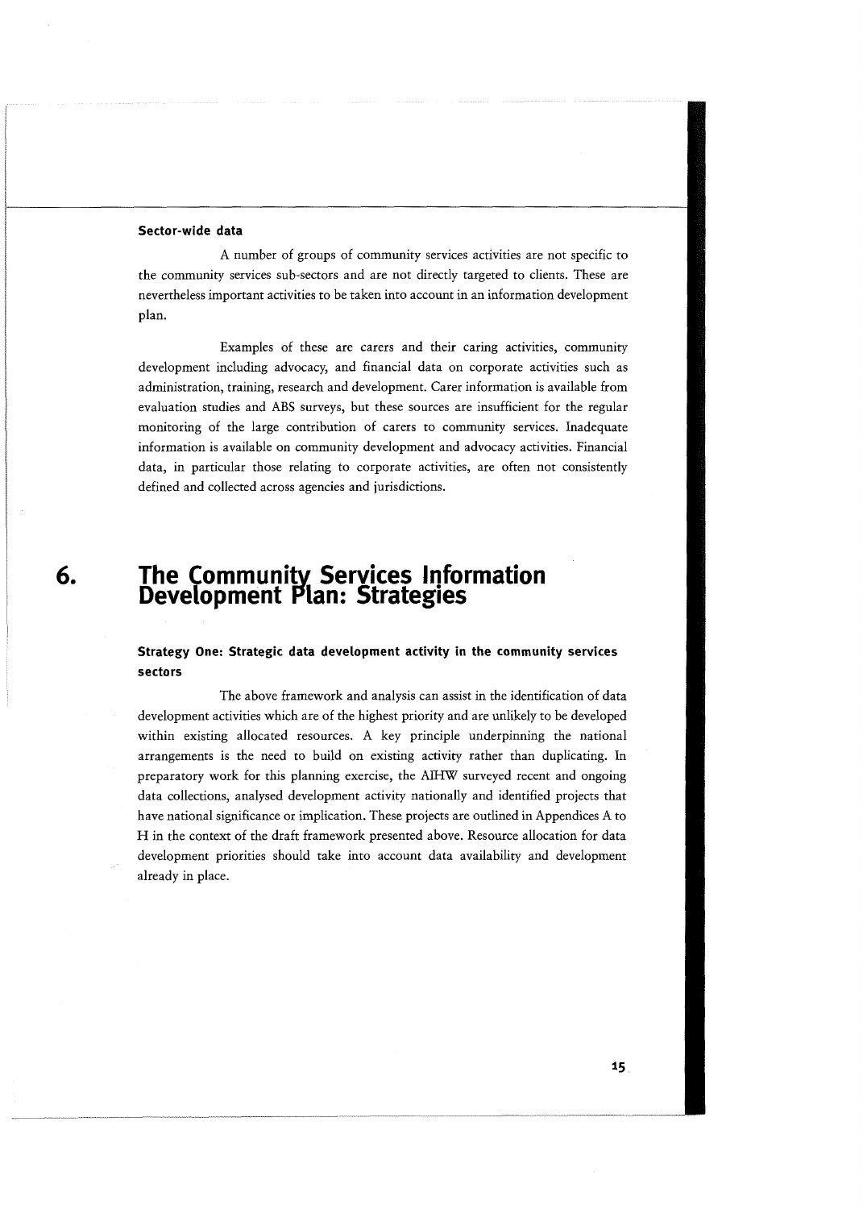### Sector-wide data

A number of groups of community services activities are not specific to the community services sub-sectors and are not directly targeted to clients. These are nevertheless important activities to be taken into account in an information development plan.

Examples of these are carers and their caring activities, community development including advocacy, and financial data on corporate activities such as administration, training, research and development. Carer information is available from evaluation studies and ABS surveys, but these sources are insufficient for the regular monitoring of the large contribution of carers to community services. Inadequate information is available on community development and advocacy activities. Financial data, in particular those relating to corporate activities, are often not consistently defined and collected across agencies and jurisdictions.

# 6. The Community Services Information Development Plan: Strategies

### Strategy One: Strategic data development activity in the community services sectors

The above framework and analysis can assist in the identification of data development activities which are of the highest priority and are unlikely to be developed within existing allocated resources. A key principle underpinning the national arrangements is the need to build on existing activity rather than duplicating. In preparatory work for this planning exercise, the AIHW surveyed recent and ongoing data collections, analysed development activity nationally and identified projects that have national significance or implication. These projects are outlined in Appendices A to H in the context of the draft framework presented above. Resource allocation for data development priorities should take into account data availability and development already in place.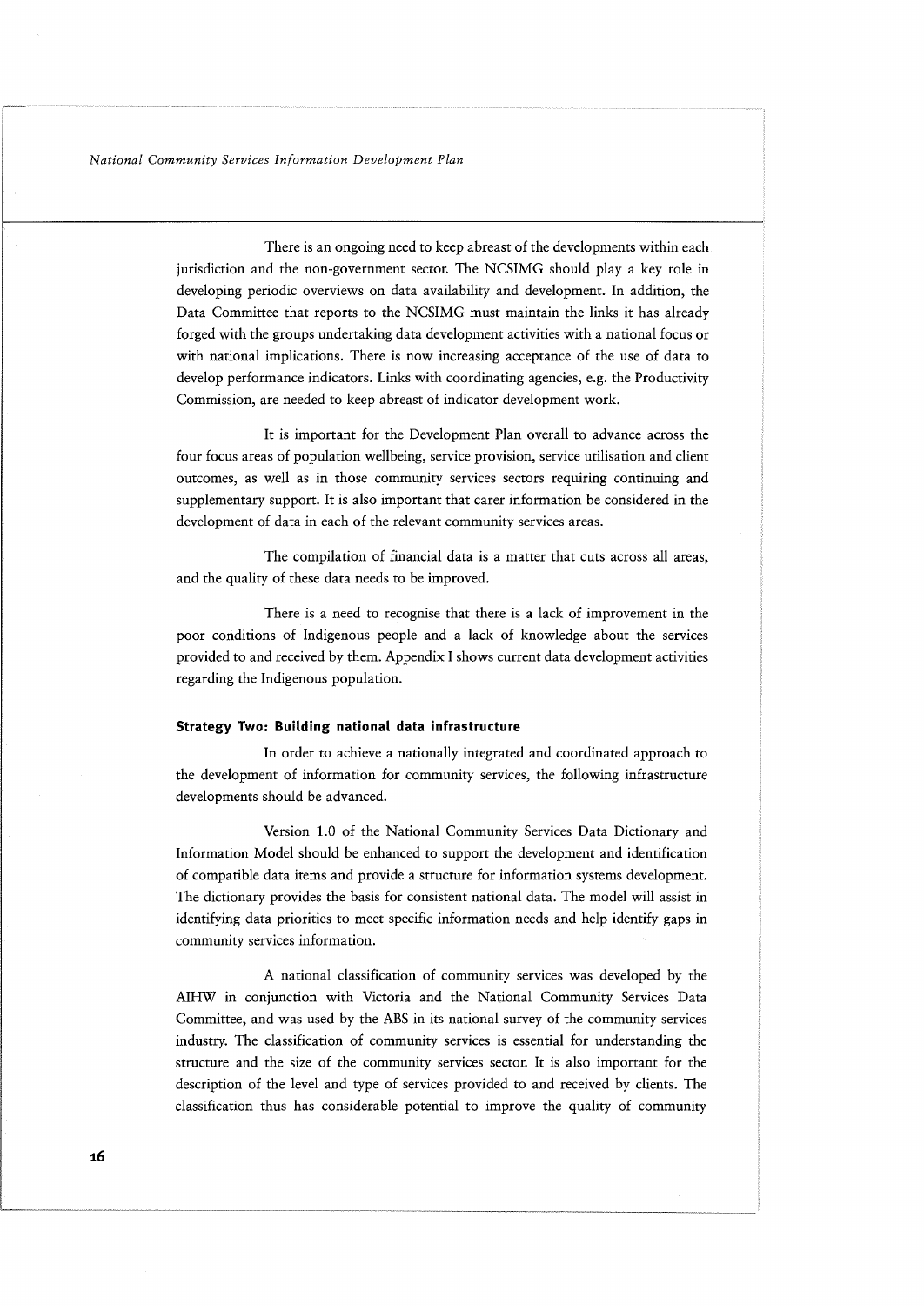There is an ongoing need to keep abreast of the developments within each jurisdiction and the non-government sector. The NCSIMG should play a key role in developing periodic overviews on data availability and development. In addition, the Data Committee that reports to the NCSIMG must maintain the links it has already forged with the groups undertaking data development activities with a national focus or with national implications. There is now increasing acceptance of the use of data to develop performance indicators. Links with coordinating agencies, e.g. the Productivity Commission, are needed to keep abreast of indicator development work.

It is important for the Development Plan overall to advance across the four focus areas of population wellbeing, service provision, service utilisation and client outcomes, as well as in those community services sectors requiring continuing and supplementary support. It is also important that carer information be considered in the development of data in each of the relevant community services areas.

The compilation of financial data is a matter that cuts across all areas, and the quality of these data needs to be improved.

There is a need to recognise that there is a lack of improvement in the poor conditions of Indigenous people and a lack of knowledge about the services provided to and received by them. Appendix I shows current data development activities regarding the Indigenous population.

### Strategy Two: Building national data infrastructure

In order to achieve a nationally integrated and coordinated approach to the development of information for community services, the following infrastructure developments should be advanced.

Version 1.0 of the National Community Services Data Dictionary and Information Model should be enhanced to support the development and identification of compatible data items and provide a structure for information systems development. The dictionary provides the basis for consistent national data. The model will assist in identifying data priorities to meet specific information needs and help identify gaps in community services information.

A national classification of community services was developed by the AIHW in conjunction with Victoria and the National Community Services Data Committee, and was used by the ABS in its national survey of the community services industry. The classification of community services is essential for understanding the structure and the size of the community services sector. It is also important for the description of the level and type of services provided to and received by clients. The classification thus has considerable potential to improve the quality of community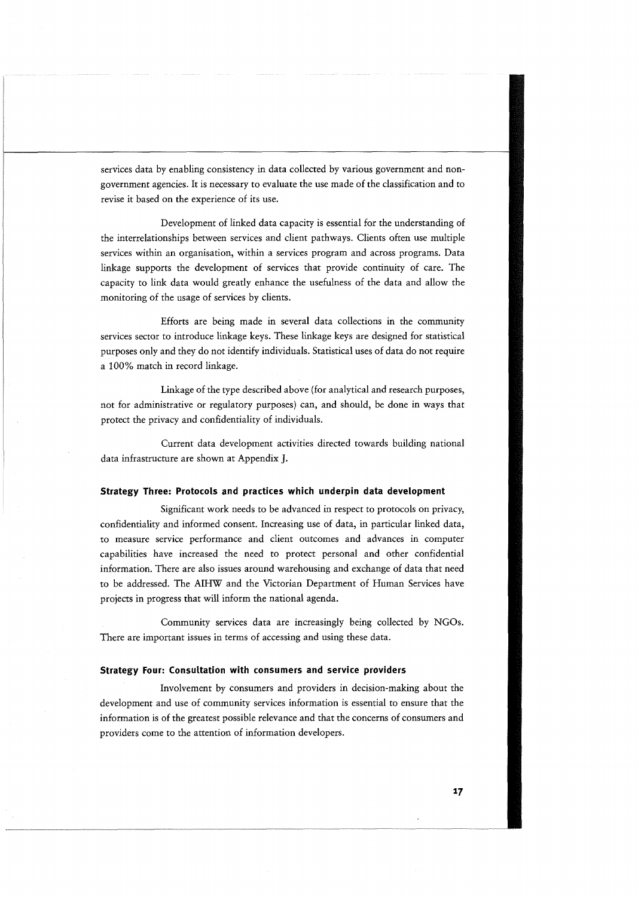services data by enabling consistency in data collected by various government and non-government agencies. It is necessary to evaluate the use made of the classification and to revise it based on the experience of its use.

Development of linked data capacity is essential for the understanding of the interrelationships between services and client pathways. Clients often use multiple services within an organisation, within a services program and across programs. Data linkage supports the development of services that provide continuity of care. The capacity to link data would greatly enhance the usefulness of the data and allow the monitoring of the usage of services by clients.

Efforts are being made in several data collections in the community services sector to introduce linkage keys. These linkage keys are designed for statistical purposes only and they do not identify individuals. Statistical uses of data do not require a 100% match in record linkage.

Linkage of the type described above (for analytical and research purposes, not for administrative or regulatory purposes) can, and should, be done in ways that protect the privacy and confidentiality of individuals.

Current data development activities directed towards building national data infrastructure are shown at Appendix J.

### Strategy Three: Protocols and practices which underpin data development

Significant work needs to be advanced in respect to protocols on privacy, confidentiality and informed consent. Increasing use of data, in particular linked data, to measure service performance and client outcomes and advances in computer capabilities have increased the need to protect personal and other confidential information. There are also issues around warehousing and exchange of data that need to be addressed. The AIHW and the Victorian Department of Human Services have projects in progress that will inform the national agenda.

Community services data are increasingly being collected by NGOs. There are important issues in terms of accessing and using these data.

### Strategy Four: Consultation with consumers and service providers

Involvement by consumers and providers in decision-making about the development and use of community services information is essential to ensure that the information is of the greatest possible relevance and that the concerns of consumers and providers come to the attention of information developers.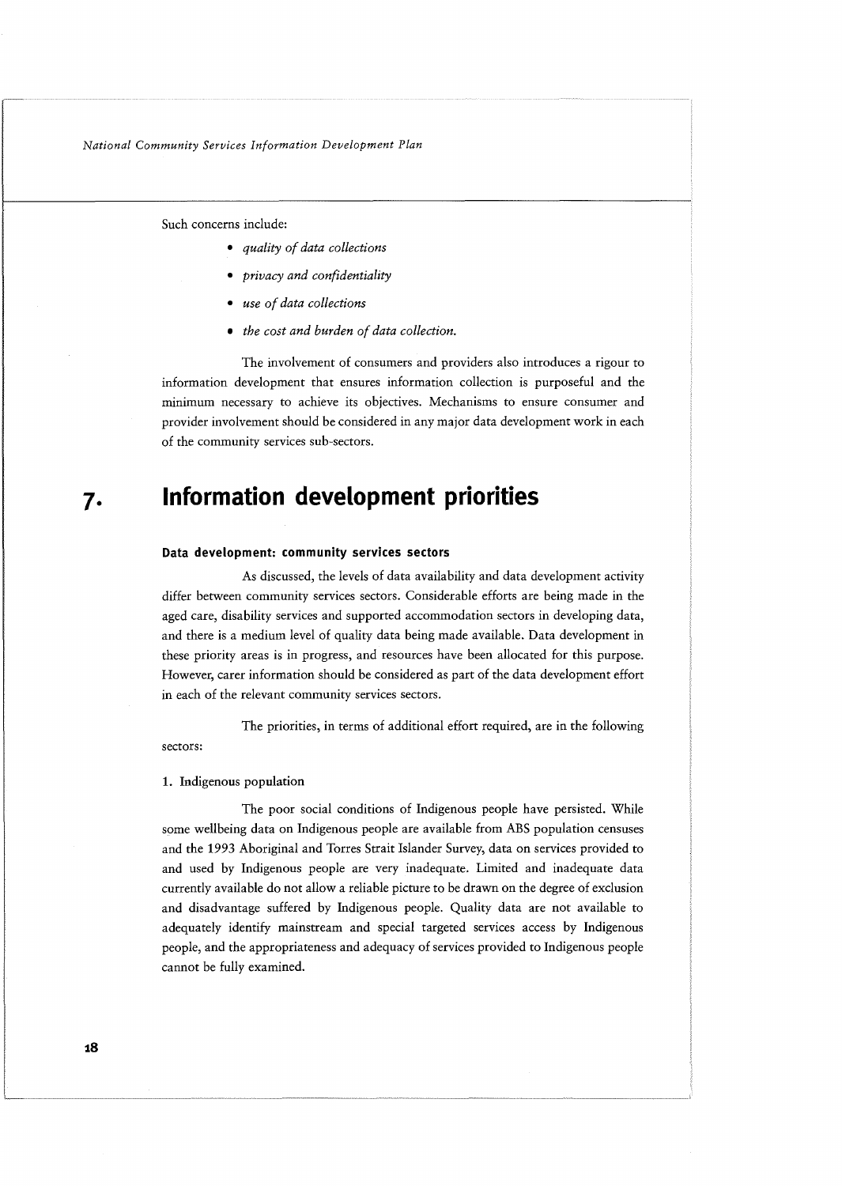Such concerns include:

- *quality of data collections*
- *privacy and confidentiality*
- *use of data collections*
- *the cost and burden of data collection.*

The involvement of consumers and providers also introduces a rigour to information development that ensures information collection is purposeful and the minimum necessary to achieve its objectives. Mechanisms to ensure consumer and provider involvement should be considered in any major data development work in each of the community services sub-sectors.

# 7. Information development priorities

### Data development: community services sectors

As discussed, the levels of data availability and data development activity differ between community services sectors. Considerable efforts are being made in the aged care, disability services and supported accommodation sectors in developing data, and there is a medium level of quality data being made available. Data development in these priority areas is in progress, and resources have been allocated for this purpose. However, carer information should be considered as part of the data development effort in each of the relevant community services sectors.

The priorities, in terms of additional effort required, are in the following sectors:

1. Indigenous population

The poor social conditions of Indigenous people have persisted. While some wellbeing data on Indigenous people are available from ABS population censuses and the 1993 Aboriginal and Torres Strait Islander Survey, data on services provided to and used by Indigenous people are very inadequate. Limited and inadequate data currently available do not allow a reliable picture to be drawn on the degree of exclusion and disadvantage suffered by Indigenous people. Quality data are not available to adequately identify mainstream and special targeted services access by Indigenous people, and the appropriateness and adequacy of services provided to Indigenous people cannot be fully examined.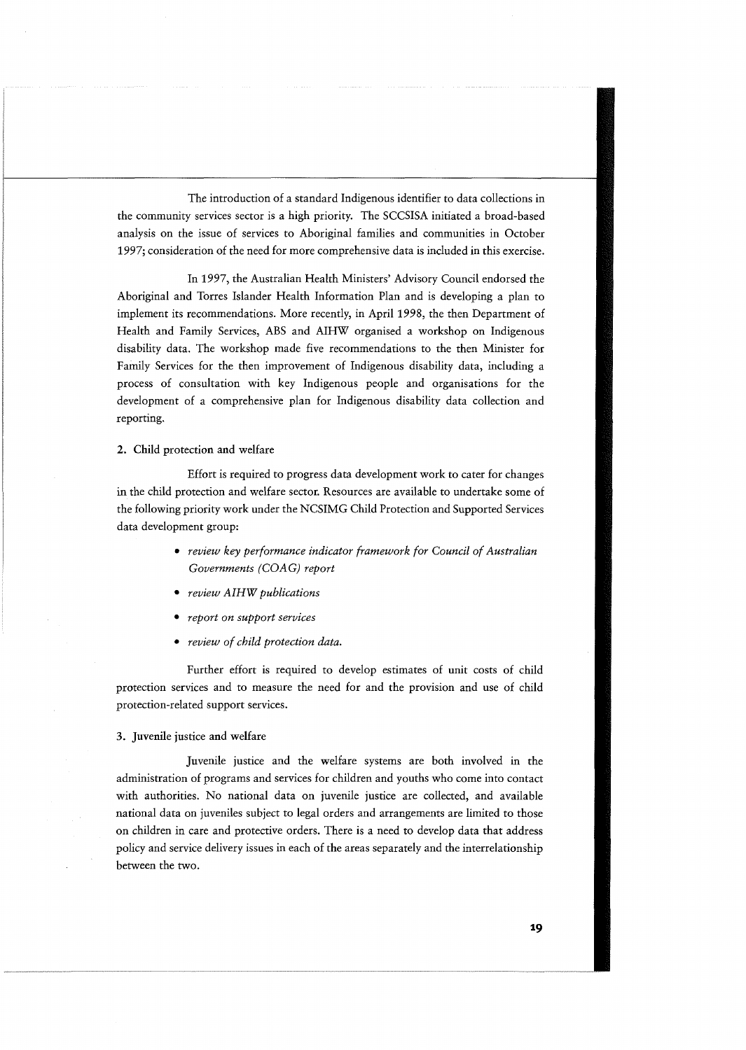The introduction of a standard Indigenous identifier to data collections in the community services sector is a high priority. The SCCSISA initiated a broad-based analysis on the issue of services to Aboriginal families and communities in October 1997; consideration of the need for more comprehensive data is included in this exercise.

In 1997, the Australian Health Ministers' Advisory Council endorsed the Aboriginal and Torres Islander Health Information Plan and is developing a plan to implement its recommendations. More recently, in April 1998, the then Department of Health and Family Services, ABS and AIHW organised a workshop on Indigenous disability data. The workshop made five recommendations to the then Minister for Family Services for the then improvement of Indigenous disability data, including a process of consultation with key Indigenous people and organisations for the development of a comprehensive plan for Indigenous disability data collection and reporting.

### 2. Child protection and welfare

Effort is required to progress data development work to cater for changes in the child protection and welfare sector. Resources are available to undertake some of the following priority work under the NCSIMG Child Protection and Supported Services data development group:

- *review key performance indicator framework for Council of Australian Governments (COAG) report*
- *review AIHW publications*
- *report on support services*
- *review of child protection data.*

Further effort is required to develop estimates of unit costs of child protection services and to measure the need for and the provision and use of child protection-related support services.

### 3. Juvenile justice and welfare

Juvenile justice and the welfare systems are both involved in the administration of programs and services for children and youths who come into contact with authorities. No national data on juvenile justice are collected, and available national data on juveniles subject to legal orders and arrangements are limited to those on children in care and protective orders. There is a need to develop data that address policy and service delivery issues in each of the areas separately and the interrelationship between the two.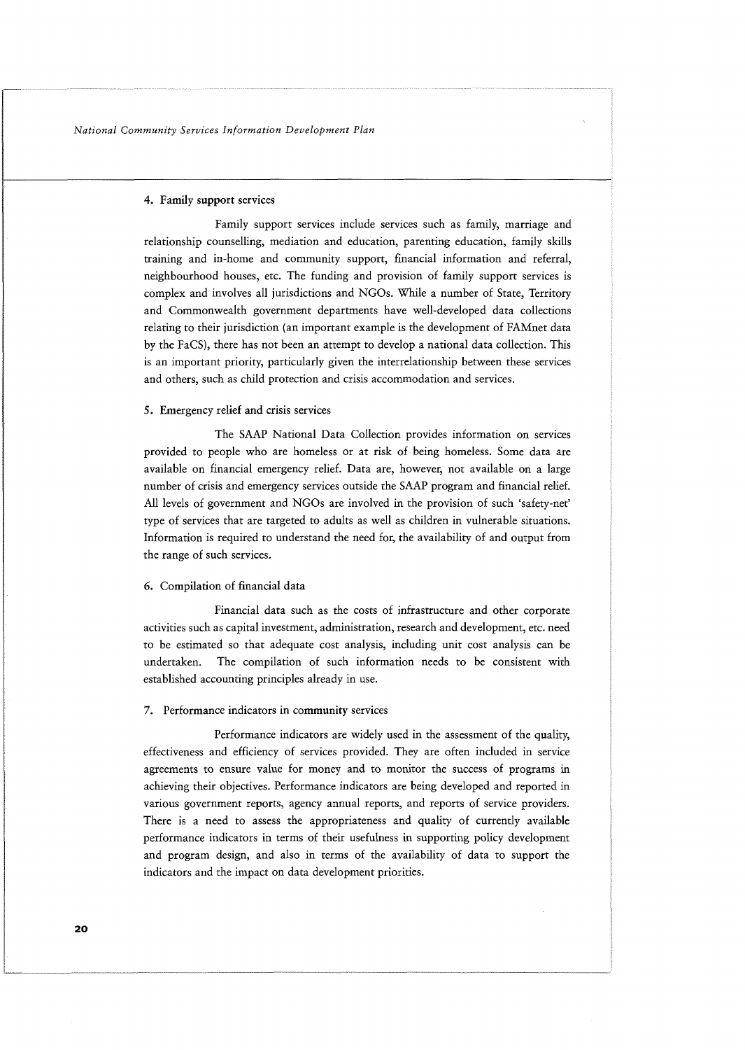### 4. Family support services

Family support services include services such as family, marriage and relationship counselling, mediation and education, parenting education, family skills training and in-home and community support, financial information and referral, neighbourhood houses, etc. The funding and provision of family support services is complex and involves all jurisdictions and NGOs. While a number of State, Territory and Commonwealth government departments have well-developed data collections relating to their jurisdiction (an important example is the development of FAMnet data by the FaCS), there has not been an attempt to develop a national data collection. This is an important priority, particularly given the interrelationship between these services and others, such as child protection and crisis accommodation and services.

### 5. Emergency relief and crisis services

The SAAP National Data Collection provides information on services provided to people who are homeless or at risk of being homeless. Some data are available on financial emergency relief. Data are, however, not available on a large number of crisis and emergency services outside the SAAP program and financial relief. All levels of government and NGOs are involved in the provision of such 'safety-net' type of services that are targeted to adults as well as children in vulnerable situations. Information is required to understand the need for, the availability of and output from the range of such services.

### 6. Compilation of financial data

Financial data such as the costs of infrastructure and other corporate activities such as capital investment, administration, research and development, etc. need to be estimated so that adequate cost analysis, including unit cost analysis can be undertaken. The compilation of such information needs to be consistent with established accounting principles already in use.

### 7. Performance indicators in community services

Performance indicators are widely used in the assessment of the quality, effectiveness and efficiency of services provided. They are often included in service agreements to ensure value for money and to monitor the success of programs in achieving their objectives. Performance indicators are being developed and reported in various government reports, agency annual reports, and reports of service providers. There is a need to assess the appropriateness and quality of currently available performance indicators in terms of their usefulness in supporting policy development and program design, and also in terms of the availability of data to support the indicators and the impact on data development priorities.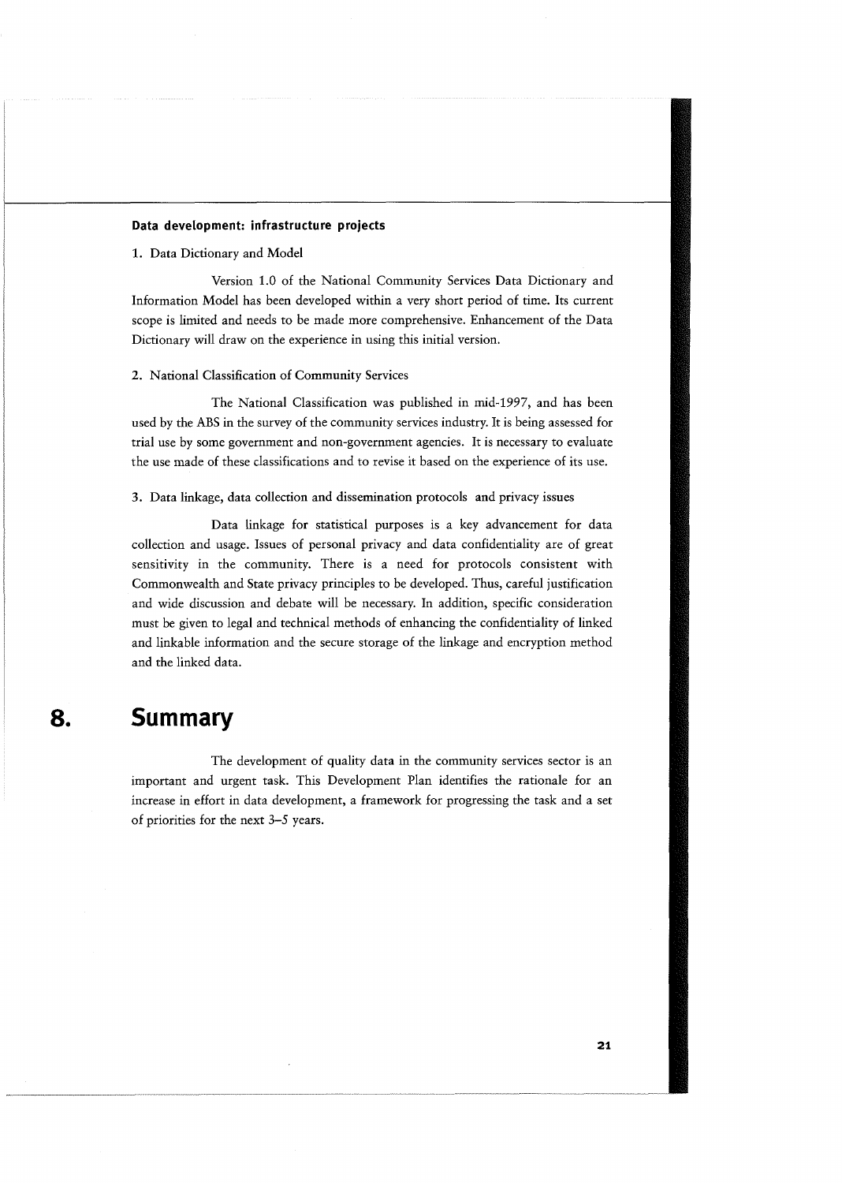#### Data development: infrastructure projects

1. Data Dictionary and Model

Version 1.0 of the National Community Services Data Dictionary and Information Model has been developed within a very short period of time. Its current scope is limited and needs to be made more comprehensive. Enhancement of the Data Dictionary will draw on the experience in using this initial version.

2. National Classification of Community Services

The National Classification was published in mid-1997, and has been used by the ABS in the survey of the community services industry. It is being assessed for trial use by some government and non-government agencies. It is necessary to evaluate the use made of these classifications and to revise it based on the experience of its use.

3. Data linkage, data collection and dissemination protocols and privacy issues

Data linkage for statistical purposes is a key advancement for data collection and usage. Issues of personal privacy and data confidentiality are of great sensitivity in the community. There is a need for protocols consistent with Commonwealth and State privacy principles to be developed. Thus, careful justification and wide discussion and debate will be necessary. In addition, specific consideration must be given to legal and technical methods of enhancing the confidentiality of linked and linkable information and the secure storage of the linkage and encryption method and the linked data.

# 8. Summary

The development of quality data in the community services sector is an important and urgent task. This Development Plan identifies the rationale for an increase in effort in data development, a framework for progressing the task and a set of priorities for the next 3–5 years.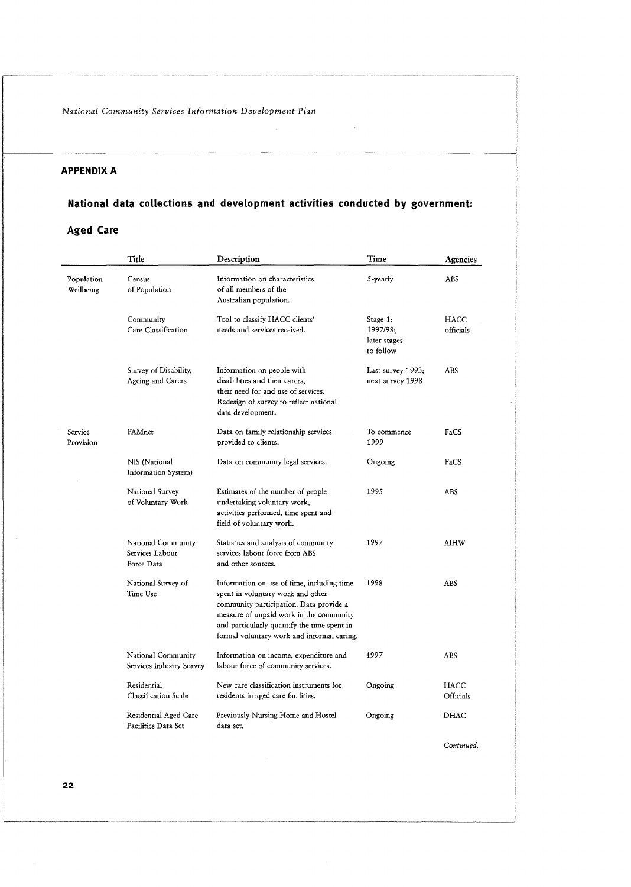## APPENDIX A

## National data collections and development activities conducted by government:

## Aged Care

| | Title | Description | Time | Agencies |
|---|---|---|---|---|
| Population Wellbeing | Census of Population | Information on characteristics of all members of the Australian population. | 5-yearly | ABS |
| | Community Care Classification | Tool to classify HACC clients' needs and services received. | Stage 1: 1997/98; later stages to follow | HACC officials |
| | Survey of Disability, Ageing and Carers | Information on people with disabilities and their carers, their need for and use of services. Redesign of survey to reflect national data development. | Last survey 1993; next survey 1998 | ABS |
| Service Provision | FAMnet | Data on family relationship services provided to clients. | To commence 1999 | FaCS |
| | NIS (National Information System) | Data on community legal services. | Ongoing | FaCS |
| | National Survey of Voluntary Work | Estimates of the number of people undertaking voluntary work, activities performed, time spent and field of voluntary work. | 1995 | ABS |
| | National Community Services Labour Force Data | Statistics and analysis of community services labour force from ABS and other sources. | 1997 | AIHW |
| | National Survey of Time Use | Information on use of time, including time spent in voluntary work and other community participation. Data provide a measure of unpaid work in the community and particularly quantify the time spent in formal voluntary work and informal caring. | 1998 | ABS |
| | National Community Services Industry Survey | Information on income, expenditure and labour force of community services. | 1997 | ABS |
| | Residential Classification Scale | New care classification instruments for residents in aged care facilities. | Ongoing | HACC Officials |
| | Residential Aged Care Facilities Data Set | Previously Nursing Home and Hostel data set. | Ongoing | DHAC |

*Continued.*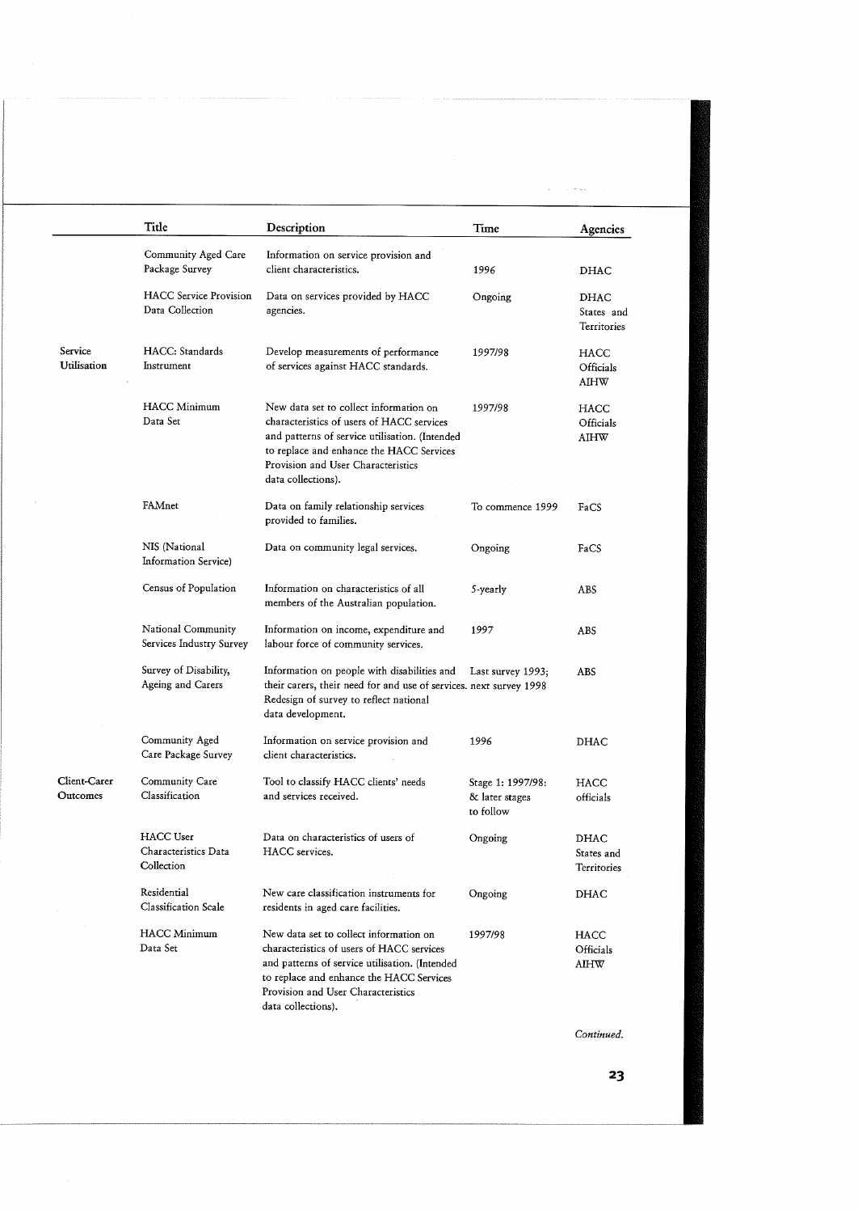| | Title | Description | Time | Agencies |
|---|---|---|---|---|
| | Community Aged Care Package Survey | Information on service provision and client characteristics. | 1996 | DHAC |
| | HACC Service Provision Data Collection | Data on services provided by HACC agencies. | Ongoing | DHAC States and Territories |
| Service Utilisation | HACC: Standards Instrument | Develop measurements of performance of services against HACC standards. | 1997/98 | HACC Officials AIHW |
| | HACC Minimum Data Set | New data set to collect information on characteristics of users of HACC services and patterns of service utilisation. (Intended to replace and enhance the HACC Services Provision and User Characteristics data collections). | 1997/98 | HACC Officials AIHW |
| | FAMnet | Data on family relationship services provided to families. | To commence 1999 | FaCS |
| | NIS (National Information Service) | Data on community legal services. | Ongoing | FaCS |
| | Census of Population | Information on characteristics of all members of the Australian population. | 5-yearly | ABS |
| | National Community Services Industry Survey | Information on income, expenditure and labour force of community services. | 1997 | ABS |
| | Survey of Disability, Ageing and Carers | Information on people with disabilities and their carers, their need for and use of services. Redesign of survey to reflect national data development. | Last survey 1993; next survey 1998 | ABS |
| | Community Aged Care Package Survey | Information on service provision and client characteristics. | 1996 | DHAC |
| Client-Carer Outcomes | Community Care Classification | Tool to classify HACC clients' needs and services received. | Stage 1: 1997/98: & later stages to follow | HACC officials |
| | HACC User Characteristics Data Collection | Data on characteristics of users of HACC services. | Ongoing | DHAC States and Territories |
| | Residential Classification Scale | New care classification instruments for residents in aged care facilities. | Ongoing | DHAC |
| | HACC Minimum Data Set | New data set to collect information on characteristics of users of HACC services and patterns of service utilisation. (Intended to replace and enhance the HACC Services Provision and User Characteristics data collections). | 1997/98 | HACC Officials AIHW |

*Continued.*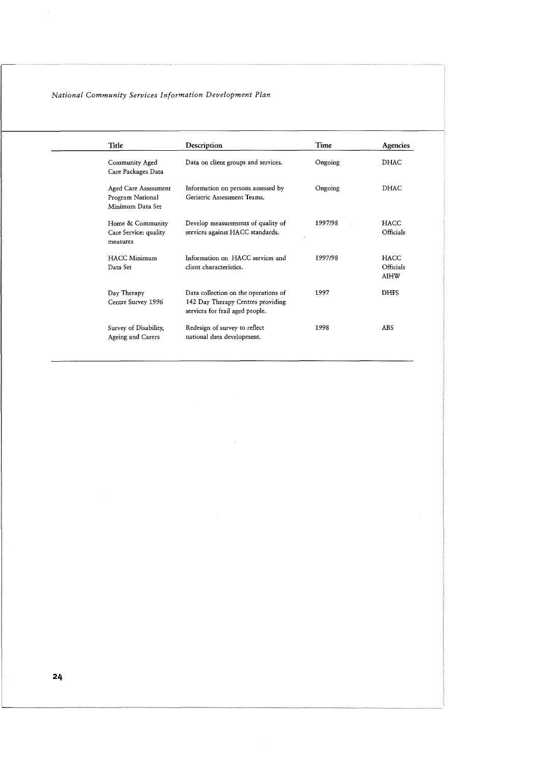| Title | Description | Time | Agencies |
| --- | --- | --- | --- |
| Community Aged Care Packages Data | Data on client groups and services. | Ongoing | DHAC |
| Aged Care Assessment Program National Minimum Data Set | Information on persons assessed by Geriatric Assessment Teams. | Ongoing | DHAC |
| Home & Community Care Service: quality measures | Develop measurements of quality of services against HACC standards. | 1997/98 | HACC Officials |
| HACC Minimum Data Set | Information on HACC services and client characteristics. | 1997/98 | HACC Officials AIHW |
| Day Therapy Centre Survey 1996 | Data collection on the operations of 142 Day Therapy Centres providing services for frail aged people. | 1997 | DHFS |
| Survey of Disability, Ageing and Carers | Redesign of survey to reflect national data development. | 1998 | ABS |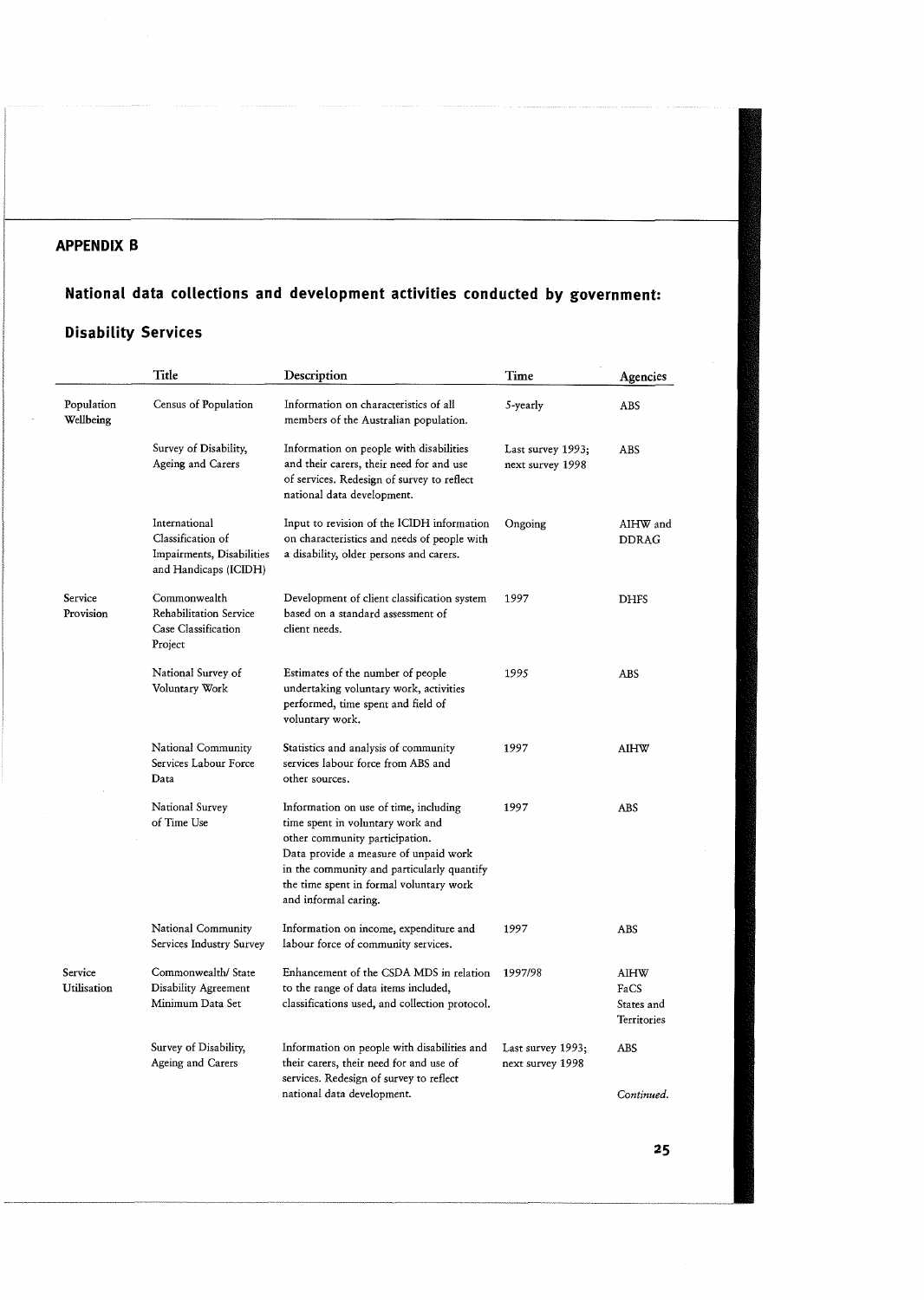## APPENDIX B

## National data collections and development activities conducted by government:

## Disability Services

| | Title | Description | Time | Agencies |
|---|---|---|---|---|
| Population Wellbeing | Census of Population | Information on characteristics of all members of the Australian population. | 5-yearly | ABS |
| | Survey of Disability, Ageing and Carers | Information on people with disabilities and their carers, their need for and use of services. Redesign of survey to reflect national data development. | Last survey 1993; next survey 1998 | ABS |
| | International Classification of Impairments, Disabilities and Handicaps (ICIDH) | Input to revision of the ICIDH information on characteristics and needs of people with a disability, older persons and carers. | Ongoing | AIHW and DDRAG |
| Service Provision | Commonwealth Rehabilitation Service Case Classification Project | Development of client classification system based on a standard assessment of client needs. | 1997 | DHFS |
| | National Survey of Voluntary Work | Estimates of the number of people undertaking voluntary work, activities performed, time spent and field of voluntary work. | 1995 | ABS |
| | National Community Services Labour Force Data | Statistics and analysis of community services labour force from ABS and other sources. | 1997 | AIHW |
| | National Survey of Time Use | Information on use of time, including time spent in voluntary work and other community participation. Data provide a measure of unpaid work in the community and particularly quantify the time spent in formal voluntary work and informal caring. | 1997 | ABS |
| | National Community Services Industry Survey | Information on income, expenditure and labour force of community services. | 1997 | ABS |
| Service Utilisation | Commonwealth/ State Disability Agreement Minimum Data Set | Enhancement of the CSDA MDS in relation to the range of data items included, classifications used, and collection protocol. | 1997/98 | AIHW FaCS States and Territories |
| | Survey of Disability, Ageing and Carers | Information on people with disabilities and their carers, their need for and use of services. Redesign of survey to reflect national data development. | Last survey 1993; next survey 1998 | ABS |

*Continued.*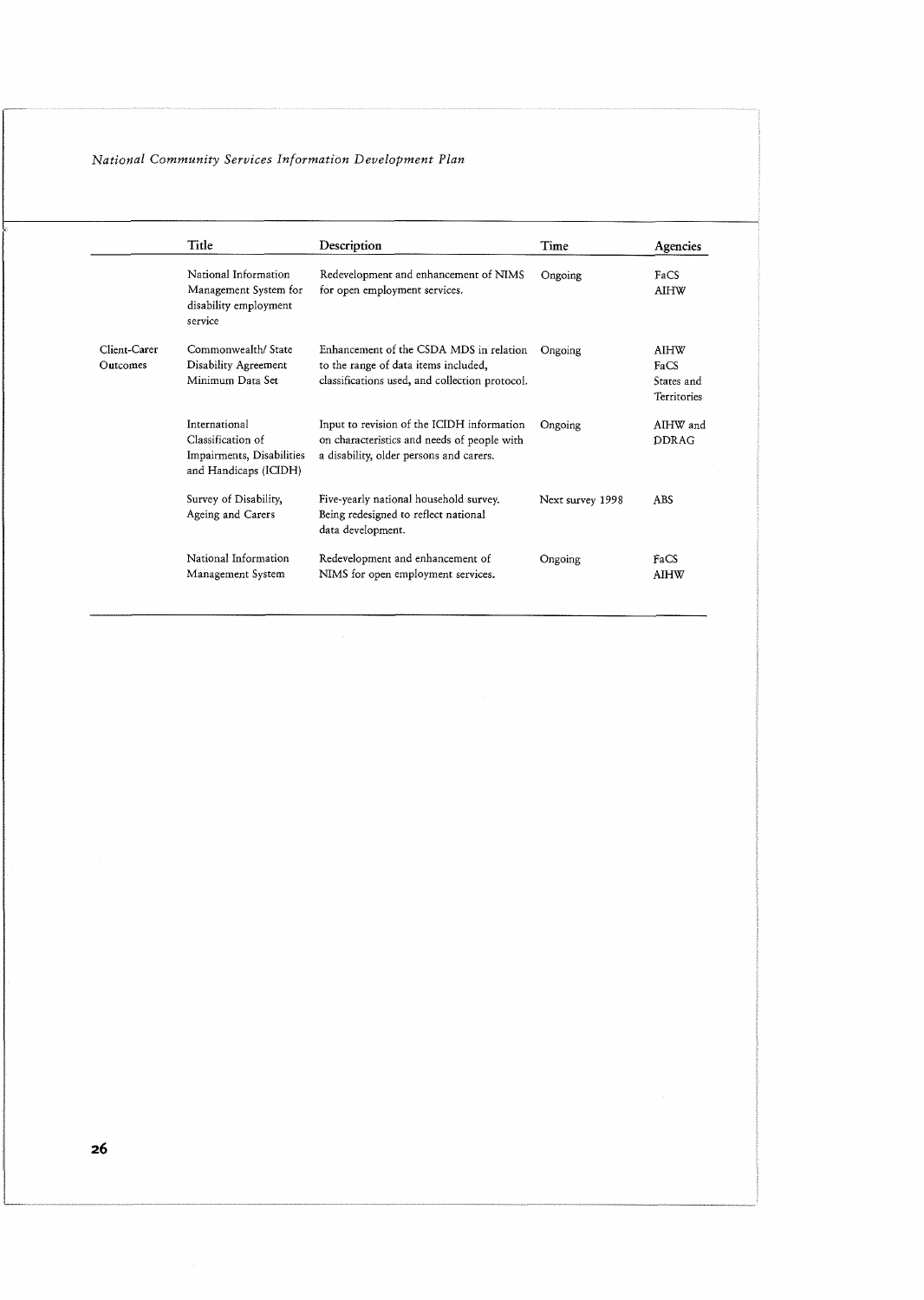| | Title | Description | Time | Agencies |
|---|---|---|---|---|
| | National Information Management System for disability employment service | Redevelopment and enhancement of NIMS for open employment services. | Ongoing | FaCS AIHW |
| Client-Carer Outcomes | Commonwealth/ State Disability Agreement Minimum Data Set | Enhancement of the CSDA MDS in relation to the range of data items included, classifications used, and collection protocol. | Ongoing | AIHW FaCS States and Territories |
| | International Classification of Impairments, Disabilities and Handicaps (ICIDH) | Input to revision of the ICIDH information on characteristics and needs of people with a disability, older persons and carers. | Ongoing | AIHW and DDRAG |
| | Survey of Disability, Ageing and Carers | Five-yearly national household survey. Being redesigned to reflect national data development. | Next survey 1998 | ABS |
| | National Information Management System | Redevelopment and enhancement of NIMS for open employment services. | Ongoing | FaCS AIHW |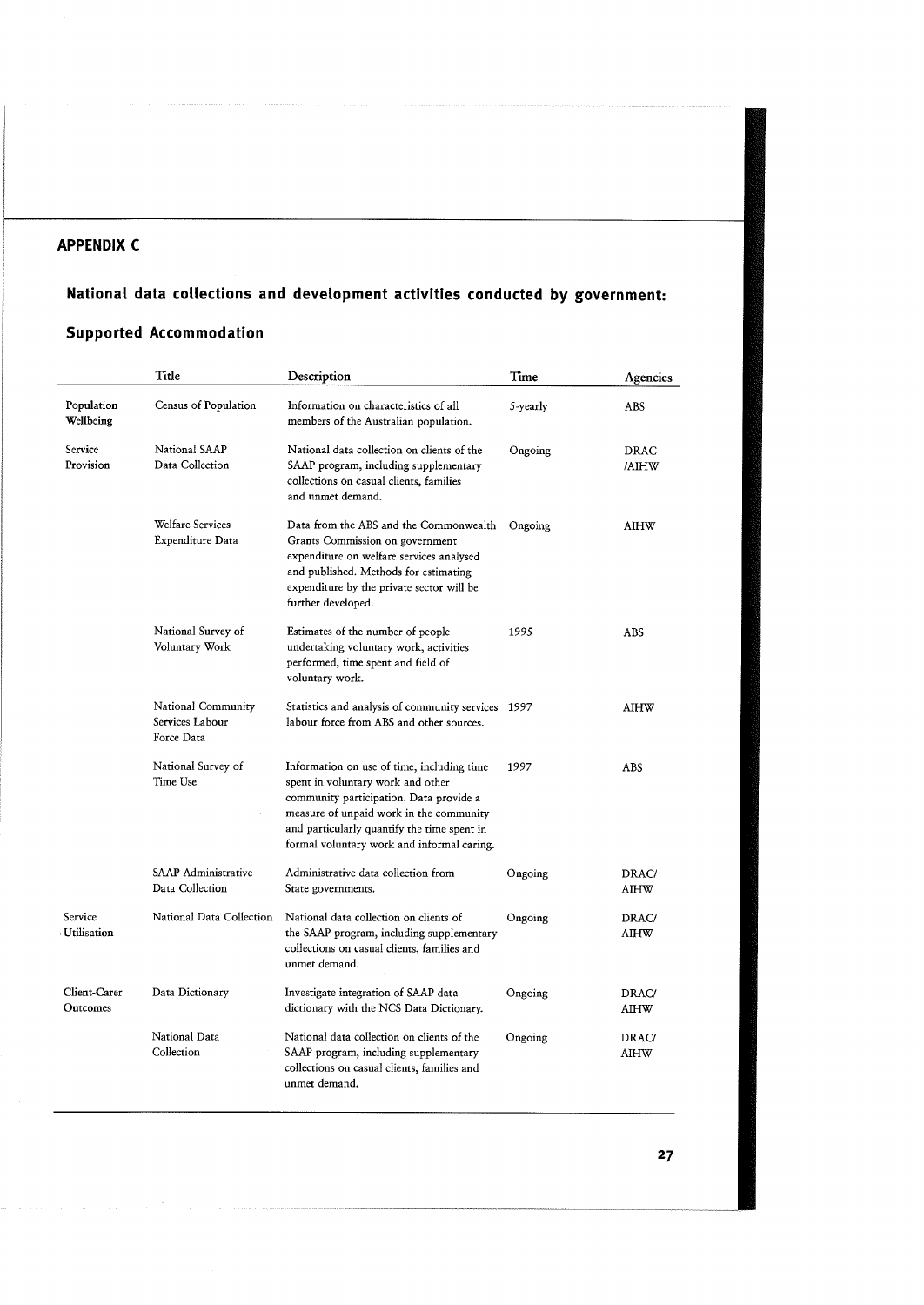## APPENDIX C

### National data collections and development activities conducted by government:

### Supported Accommodation

| | Title | Description | Time | Agencies |
|---|---|---|---|---|
| Population Wellbeing | Census of Population | Information on characteristics of all members of the Australian population. | 5-yearly | ABS |
| Service Provision | National SAAP Data Collection | National data collection on clients of the SAAP program, including supplementary collections on casual clients, families and unmet demand. | Ongoing | DRAC /AIHW |
| | Welfare Services Expenditure Data | Data from the ABS and the Commonwealth Grants Commission on government expenditure on welfare services analysed and published. Methods for estimating expenditure by the private sector will be further developed. | Ongoing | AIHW |
| | National Survey of Voluntary Work | Estimates of the number of people undertaking voluntary work, activities performed, time spent and field of voluntary work. | 1995 | ABS |
| | National Community Services Labour Force Data | Statistics and analysis of community services labour force from ABS and other sources. | 1997 | AIHW |
| | National Survey of Time Use | Information on use of time, including time spent in voluntary work and other community participation. Data provide a measure of unpaid work in the community and particularly quantify the time spent in formal voluntary work and informal caring. | 1997 | ABS |
| | SAAP Administrative Data Collection | Administrative data collection from State governments. | Ongoing | DRAC/ AIHW |
| Service Utilisation | National Data Collection | National data collection on clients of the SAAP program, including supplementary collections on casual clients, families and unmet demand. | Ongoing | DRAC/ AIHW |
| Client-Carer Outcomes | Data Dictionary | Investigate integration of SAAP data dictionary with the NCS Data Dictionary. | Ongoing | DRAC/ AIHW |
| | National Data Collection | National data collection on clients of the SAAP program, including supplementary collections on casual clients, families and unmet demand. | Ongoing | DRAC/ AIHW |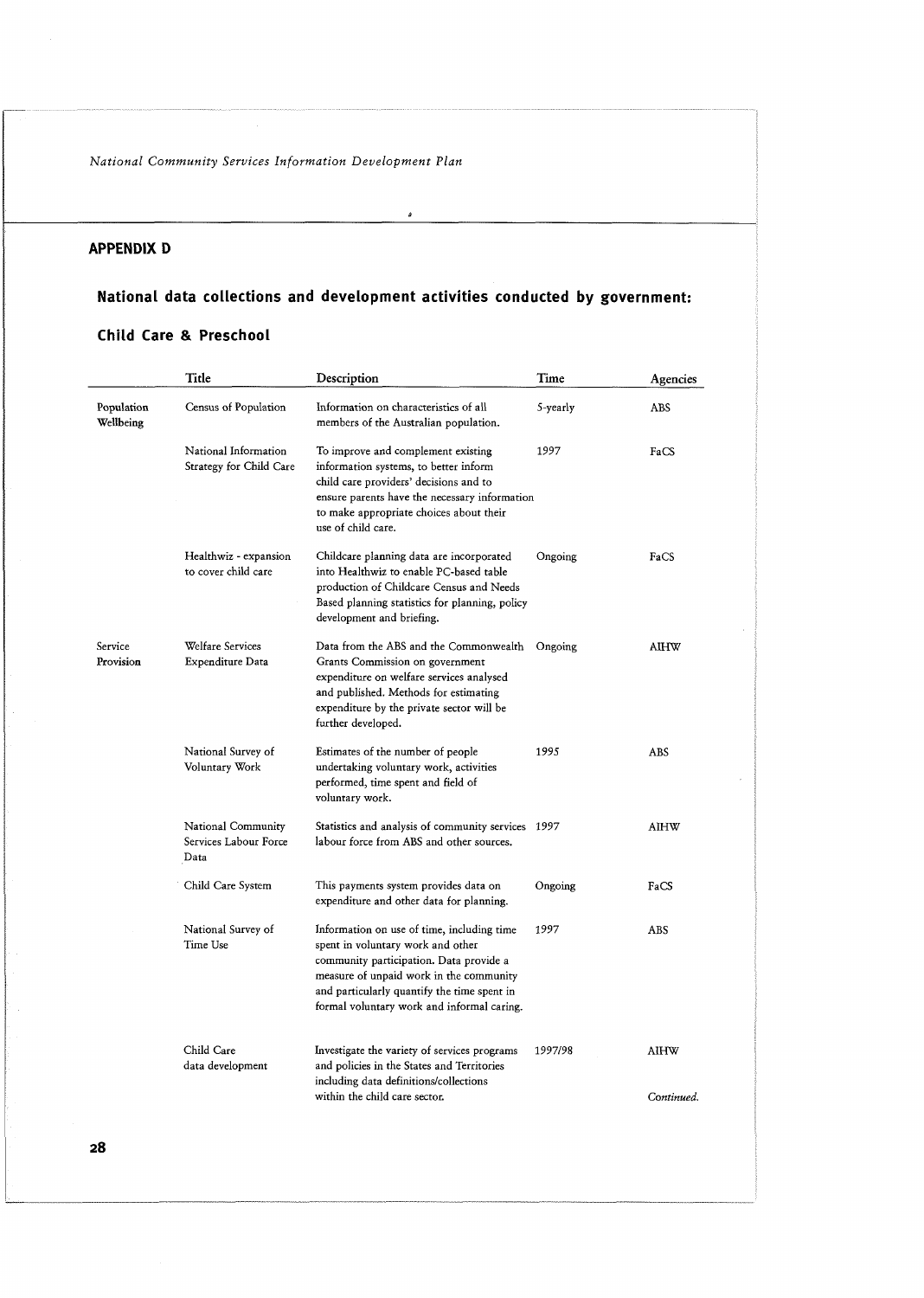## APPENDIX D

## National data collections and development activities conducted by government:

### Child Care & Preschool

| | Title | Description | Time | Agencies |
|---|---|---|---|---|
| Population Wellbeing | Census of Population | Information on characteristics of all members of the Australian population. | 5-yearly | ABS |
| | National Information Strategy for Child Care | To improve and complement existing information systems, to better inform child care providers' decisions and to ensure parents have the necessary information to make appropriate choices about their use of child care. | 1997 | FaCS |
| | Healthwiz - expansion to cover child care | Childcare planning data are incorporated into Healthwiz to enable PC-based table production of Childcare Census and Needs Based planning statistics for planning, policy development and briefing. | Ongoing | FaCS |
| Service Provision | Welfare Services Expenditure Data | Data from the ABS and the Commonwealth Grants Commission on government expenditure on welfare services analysed and published. Methods for estimating expenditure by the private sector will be further developed. | Ongoing | AIHW |
| | National Survey of Voluntary Work | Estimates of the number of people undertaking voluntary work, activities performed, time spent and field of voluntary work. | 1995 | ABS |
| | National Community Services Labour Force Data | Statistics and analysis of community services labour force from ABS and other sources. | 1997 | AIHW |
| | Child Care System | This payments system provides data on expenditure and other data for planning. | Ongoing | FaCS |
| | National Survey of Time Use | Information on use of time, including time spent in voluntary work and other community participation. Data provide a measure of unpaid work in the community and particularly quantify the time spent in formal voluntary work and informal caring. | 1997 | ABS |
| | Child Care data development | Investigate the variety of services programs and policies in the States and Territories including data definitions/collections within the child care sector. | 1997/98 | AIHW |

*Continued.*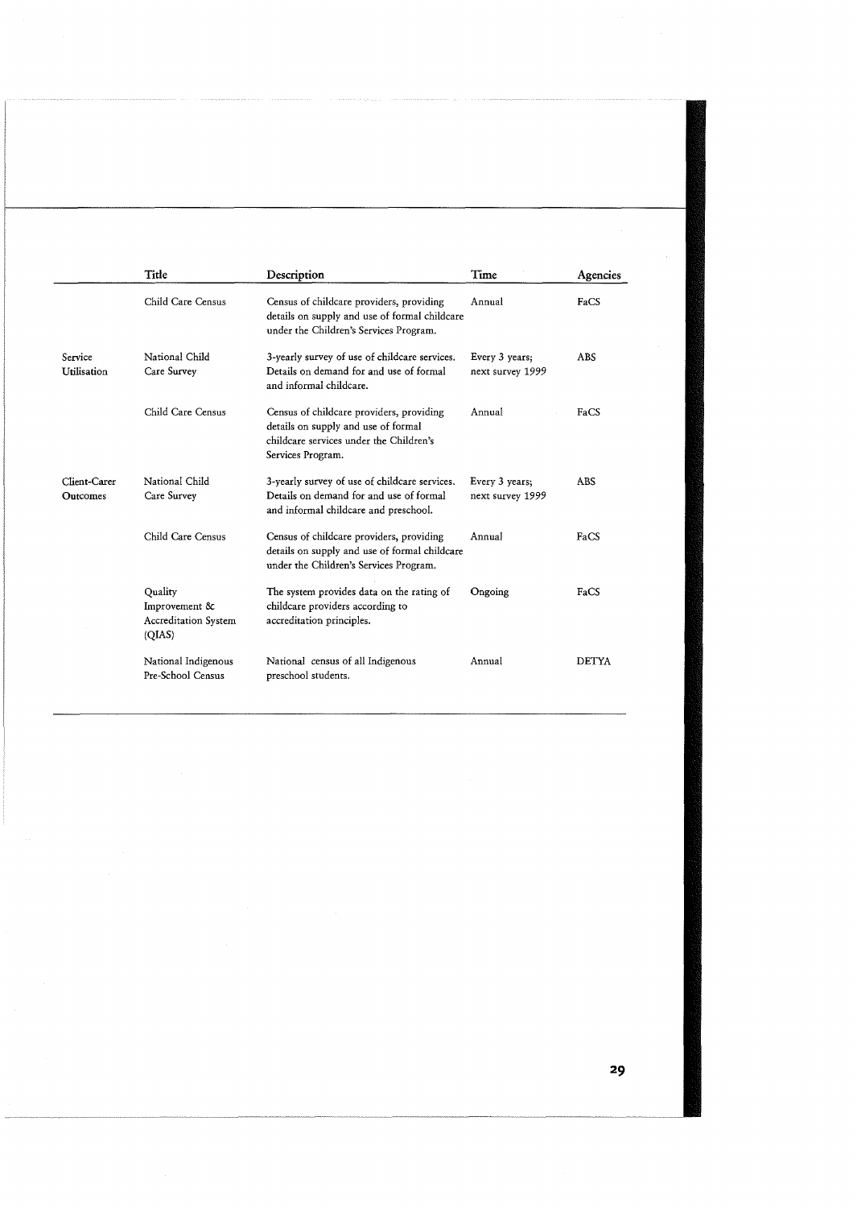| | Title | Description | Time | Agencies |
|---|---|---|---|---|
| | Child Care Census | Census of childcare providers, providing details on supply and use of formal childcare under the Children's Services Program. | Annual | FaCS |
| Service Utilisation | National Child Care Survey | 3-yearly survey of use of childcare services. Details on demand for and use of formal and informal childcare. | Every 3 years; next survey 1999 | ABS |
| | Child Care Census | Census of childcare providers, providing details on supply and use of formal childcare services under the Children's Services Program. | Annual | FaCS |
| Client-Carer Outcomes | National Child Care Survey | 3-yearly survey of use of childcare services. Details on demand for and use of formal and informal childcare and preschool. | Every 3 years; next survey 1999 | ABS |
| | Child Care Census | Census of childcare providers, providing details on supply and use of formal childcare under the Children's Services Program. | Annual | FaCS |
| | Quality Improvement & Accreditation System (QIAS) | The system provides data on the rating of childcare providers according to accreditation principles. | Ongoing | FaCS |
| | National Indigenous Pre-School Census | National census of all Indigenous preschool students. | Annual | DETYA |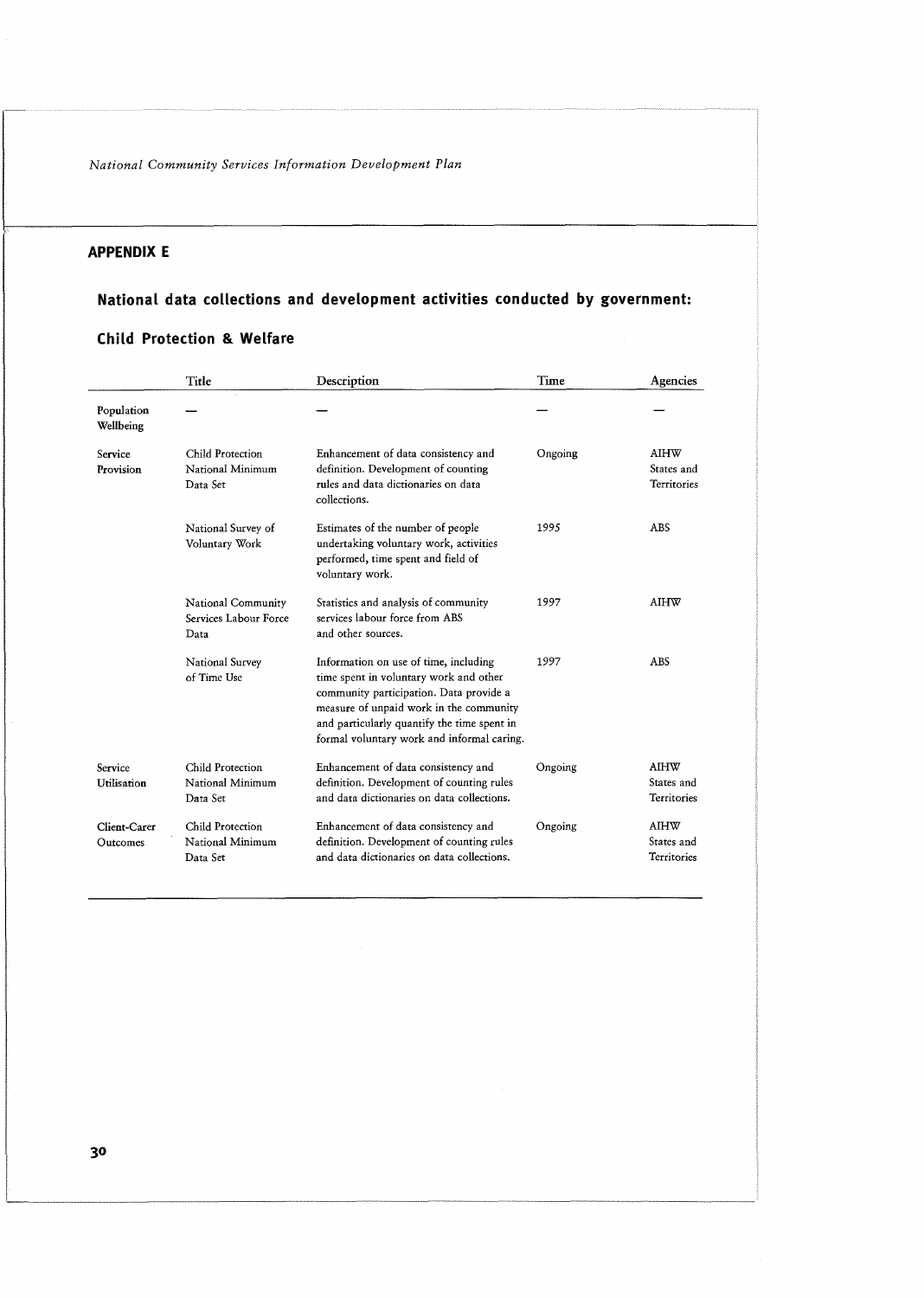## APPENDIX E

## National data collections and development activities conducted by government:

### Child Protection & Welfare

| | Title | Description | Time | Agencies |
|---|---|---|---|---|
| Population Wellbeing | — | — | — | — |
| Service Provision | Child Protection National Minimum Data Set | Enhancement of data consistency and definition. Development of counting rules and data dictionaries on data collections. | Ongoing | AIHW States and Territories |
| | National Survey of Voluntary Work | Estimates of the number of people undertaking voluntary work, activities performed, time spent and field of voluntary work. | 1995 | ABS |
| | National Community Services Labour Force Data | Statistics and analysis of community services labour force from ABS and other sources. | 1997 | AIHW |
| | National Survey of Time Use | Information on use of time, including time spent in voluntary work and other community participation. Data provide a measure of unpaid work in the community and particularly quantify the time spent in formal voluntary work and informal caring. | 1997 | ABS |
| Service Utilisation | Child Protection National Minimum Data Set | Enhancement of data consistency and definition. Development of counting rules and data dictionaries on data collections. | Ongoing | AIHW States and Territories |
| Client-Carer Outcomes | Child Protection National Minimum Data Set | Enhancement of data consistency and definition. Development of counting rules and data dictionaries on data collections. | Ongoing | AIHW States and Territories |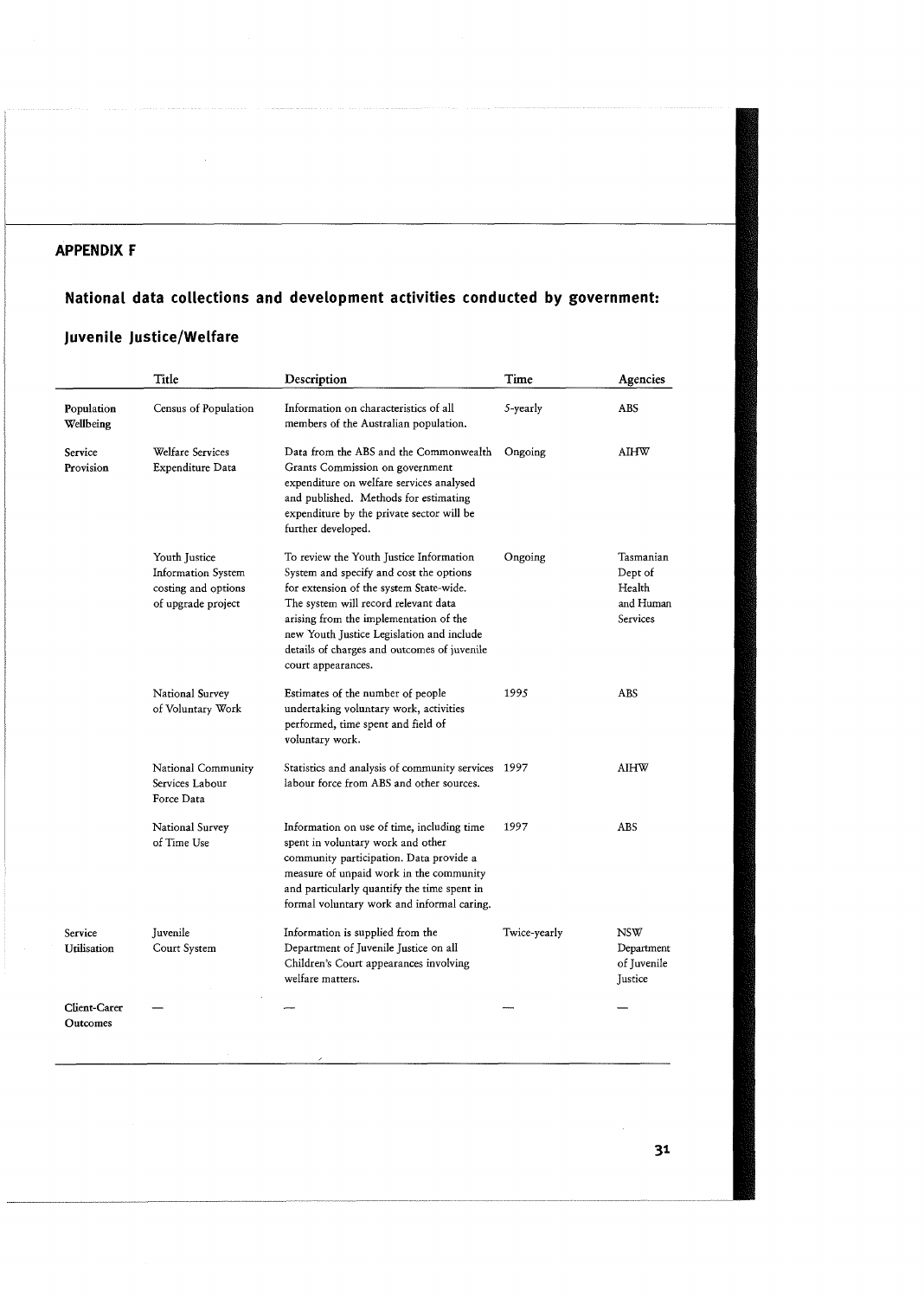## APPENDIX F

## National data collections and development activities conducted by government:

### Juvenile Justice/Welfare

| | Title | Description | Time | Agencies |
|---|---|---|---|---|
| Population Wellbeing | Census of Population | Information on characteristics of all members of the Australian population. | 5-yearly | ABS |
| Service Provision | Welfare Services Expenditure Data | Data from the ABS and the Commonwealth Grants Commission on government expenditure on welfare services analysed and published. Methods for estimating expenditure by the private sector will be further developed. | Ongoing | AIHW |
| | Youth Justice Information System costing and options of upgrade project | To review the Youth Justice Information System and specify and cost the options for extension of the system State-wide. The system will record relevant data arising from the implementation of the new Youth Justice Legislation and include details of charges and outcomes of juvenile court appearances. | Ongoing | Tasmanian Dept of Health and Human Services |
| | National Survey of Voluntary Work | Estimates of the number of people undertaking voluntary work, activities performed, time spent and field of voluntary work. | 1995 | ABS |
| | National Community Services Labour Force Data | Statistics and analysis of community services labour force from ABS and other sources. | 1997 | AIHW |
| | National Survey of Time Use | Information on use of time, including time spent in voluntary work and other community participation. Data provide a measure of unpaid work in the community and particularly quantify the time spent in formal voluntary work and informal caring. | 1997 | ABS |
| Service Utilisation | Juvenile Court System | Information is supplied from the Department of Juvenile Justice on all Children's Court appearances involving welfare matters. | Twice-yearly | NSW Department of Juvenile Justice |
| Client-Carer Outcomes | — | — | — | — |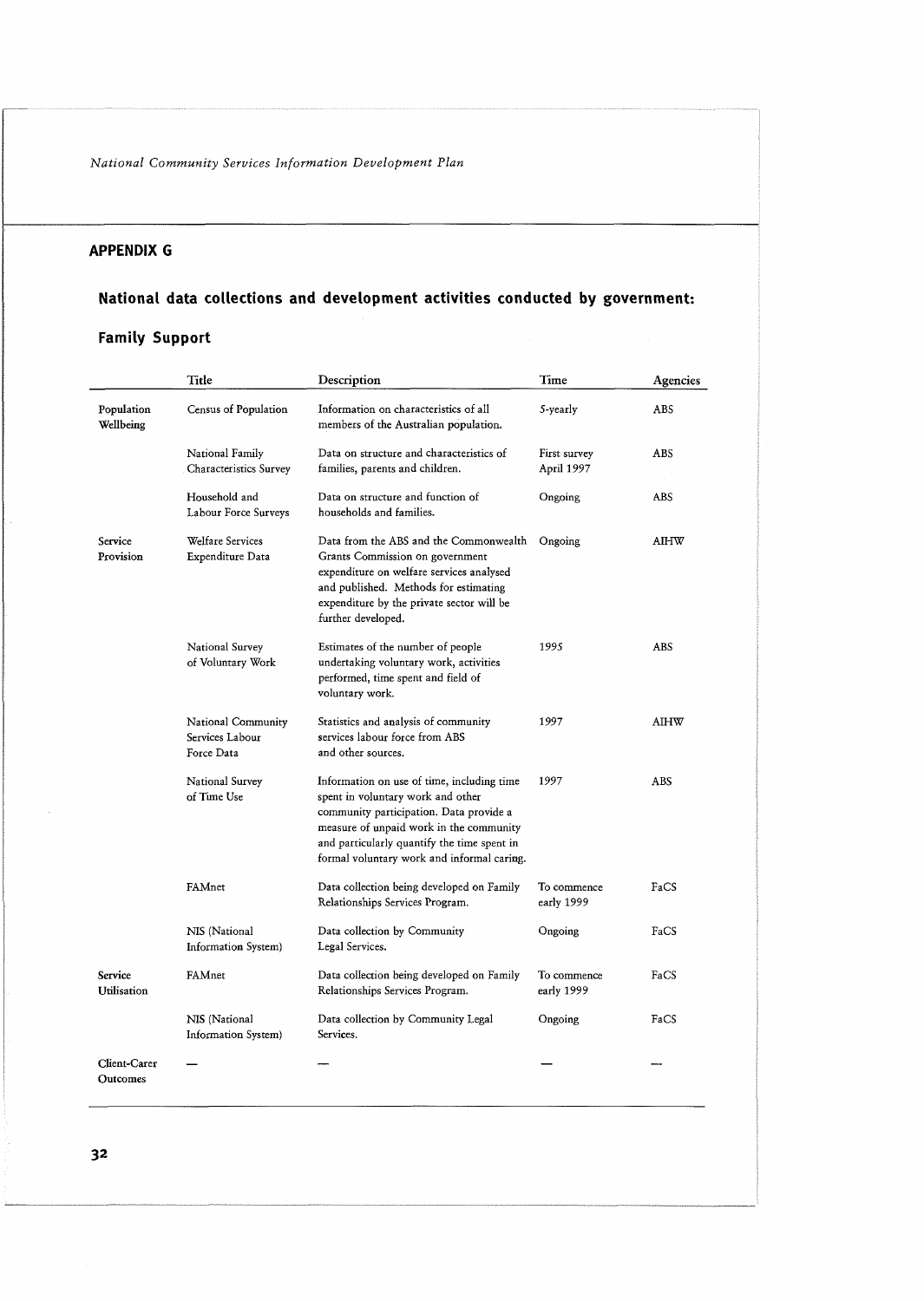## APPENDIX G

## National data collections and development activities conducted by government:

## Family Support

| | Title | Description | Time | Agencies |
|---|---|---|---|---|
| Population Wellbeing | Census of Population | Information on characteristics of all members of the Australian population. | 5-yearly | ABS |
| | National Family Characteristics Survey | Data on structure and characteristics of families, parents and children. | First survey April 1997 | ABS |
| | Household and Labour Force Surveys | Data on structure and function of households and families. | Ongoing | ABS |
| Service Provision | Welfare Services Expenditure Data | Data from the ABS and the Commonwealth Grants Commission on government expenditure on welfare services analysed and published. Methods for estimating expenditure by the private sector will be further developed. | Ongoing | AIHW |
| | National Survey of Voluntary Work | Estimates of the number of people undertaking voluntary work, activities performed, time spent and field of voluntary work. | 1995 | ABS |
| | National Community Services Labour Force Data | Statistics and analysis of community services labour force from ABS and other sources. | 1997 | AIHW |
| | National Survey of Time Use | Information on use of time, including time spent in voluntary work and other community participation. Data provide a measure of unpaid work in the community and particularly quantify the time spent in formal voluntary work and informal caring. | 1997 | ABS |
| | FAMnet | Data collection being developed on Family Relationships Services Program. | To commence early 1999 | FaCS |
| | NIS (National Information System) | Data collection by Community Legal Services. | Ongoing | FaCS |
| Service Utilisation | FAMnet | Data collection being developed on Family Relationships Services Program. | To commence early 1999 | FaCS |
| | NIS (National Information System) | Data collection by Community Legal Services. | Ongoing | FaCS |
| Client-Carer Outcomes | — | — | — | — |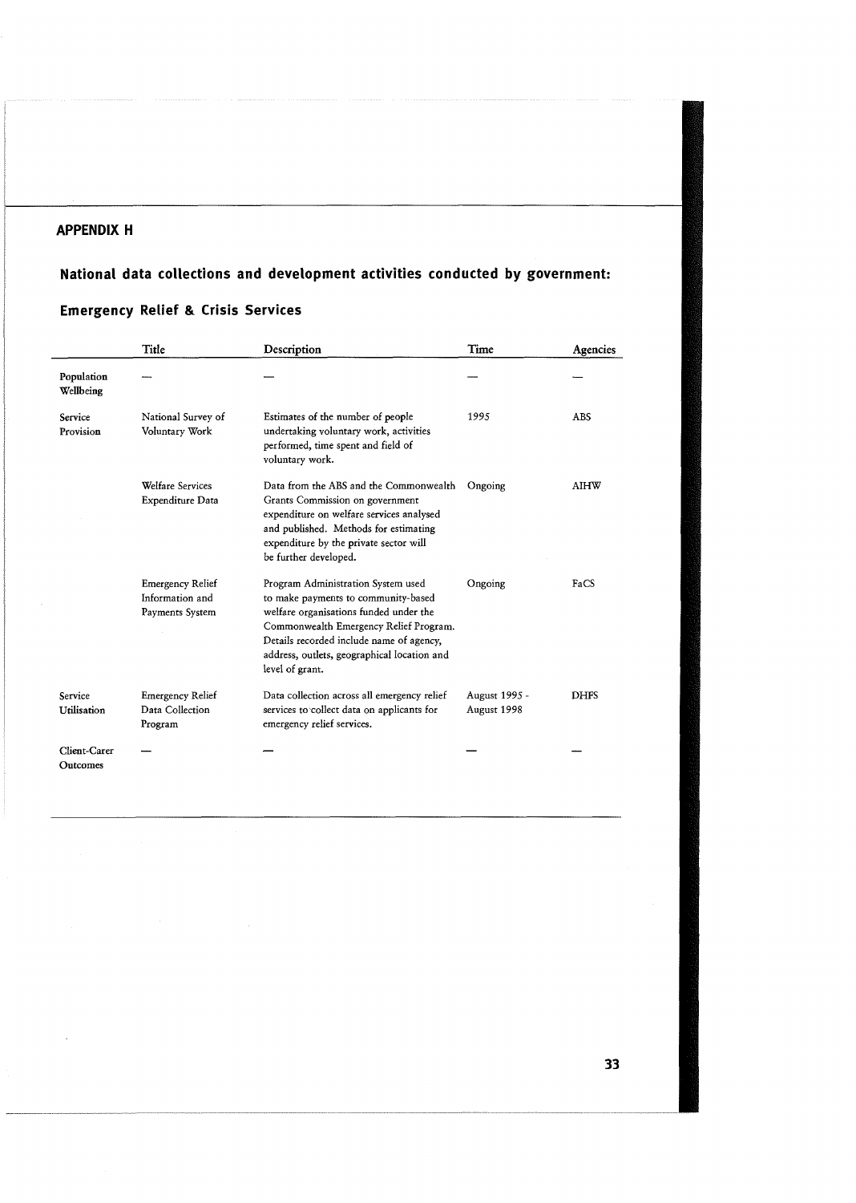## APPENDIX H

## National data collections and development activities conducted by government:

### Emergency Relief & Crisis Services

| | Title | Description | Time | Agencies |
|---|---|---|---|---|
| Population Wellbeing | — | — | — | — |
| Service Provision | National Survey of Voluntary Work | Estimates of the number of people undertaking voluntary work, activities performed, time spent and field of voluntary work. | 1995 | ABS |
| | Welfare Services Expenditure Data | Data from the ABS and the Commonwealth Grants Commission on government expenditure on welfare services analysed and published. Methods for estimating expenditure by the private sector will be further developed. | Ongoing | AIHW |
| | Emergency Relief Information and Payments System | Program Administration System used to make payments to community-based welfare organisations funded under the Commonwealth Emergency Relief Program. Details recorded include name of agency, address, outlets, geographical location and level of grant. | Ongoing | FaCS |
| Service Utilisation | Emergency Relief Data Collection Program | Data collection across all emergency relief services to collect data on applicants for emergency relief services. | August 1995 - August 1998 | DHFS |
| Client-Carer Outcomes | — | — | — | — |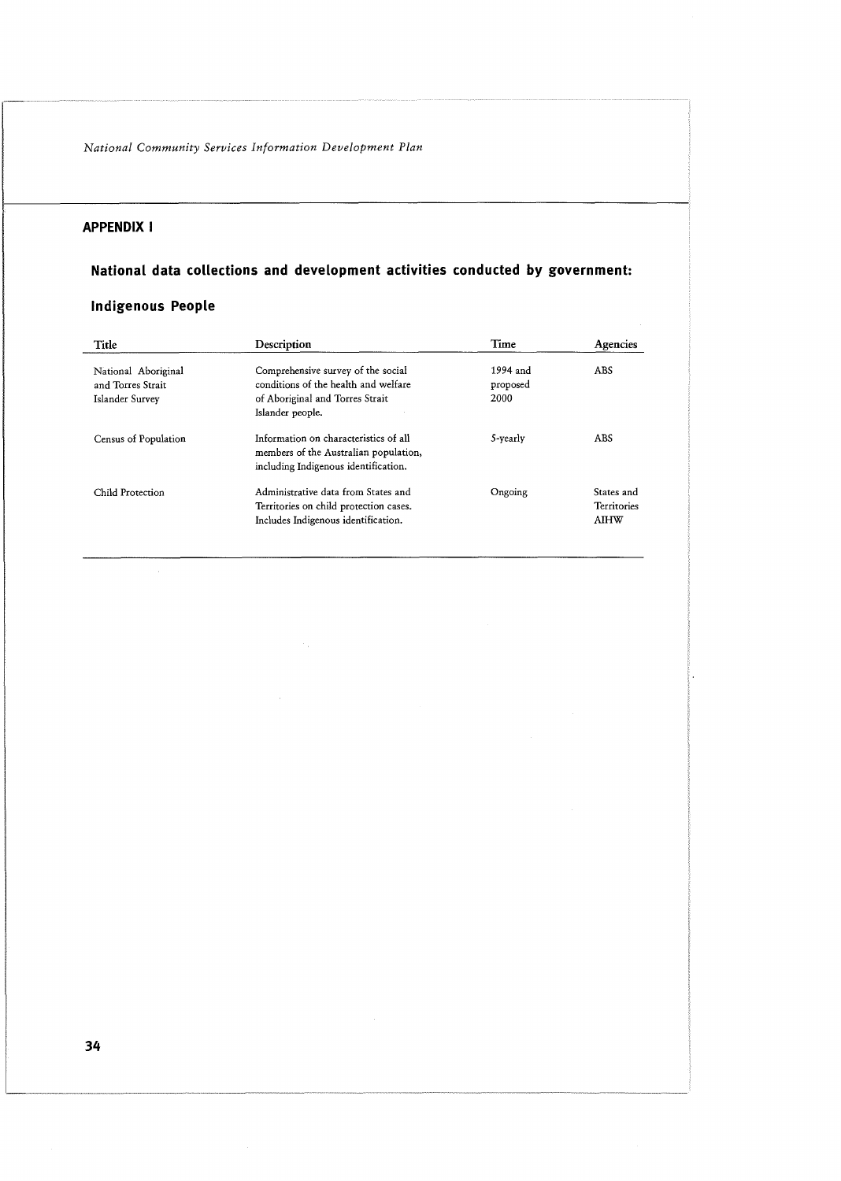## APPENDIX I

## National data collections and development activities conducted by government:

### Indigenous People

| Title | Description | Time | Agencies |
| --- | --- | --- | --- |
| National Aboriginal and Torres Strait Islander Survey | Comprehensive survey of the social conditions of the health and welfare of Aboriginal and Torres Strait Islander people. | 1994 and proposed 2000 | ABS |
| Census of Population | Information on characteristics of all members of the Australian population, including Indigenous identification. | 5-yearly | ABS |
| Child Protection | Administrative data from States and Territories on child protection cases. Includes Indigenous identification. | Ongoing | States and Territories AIHW |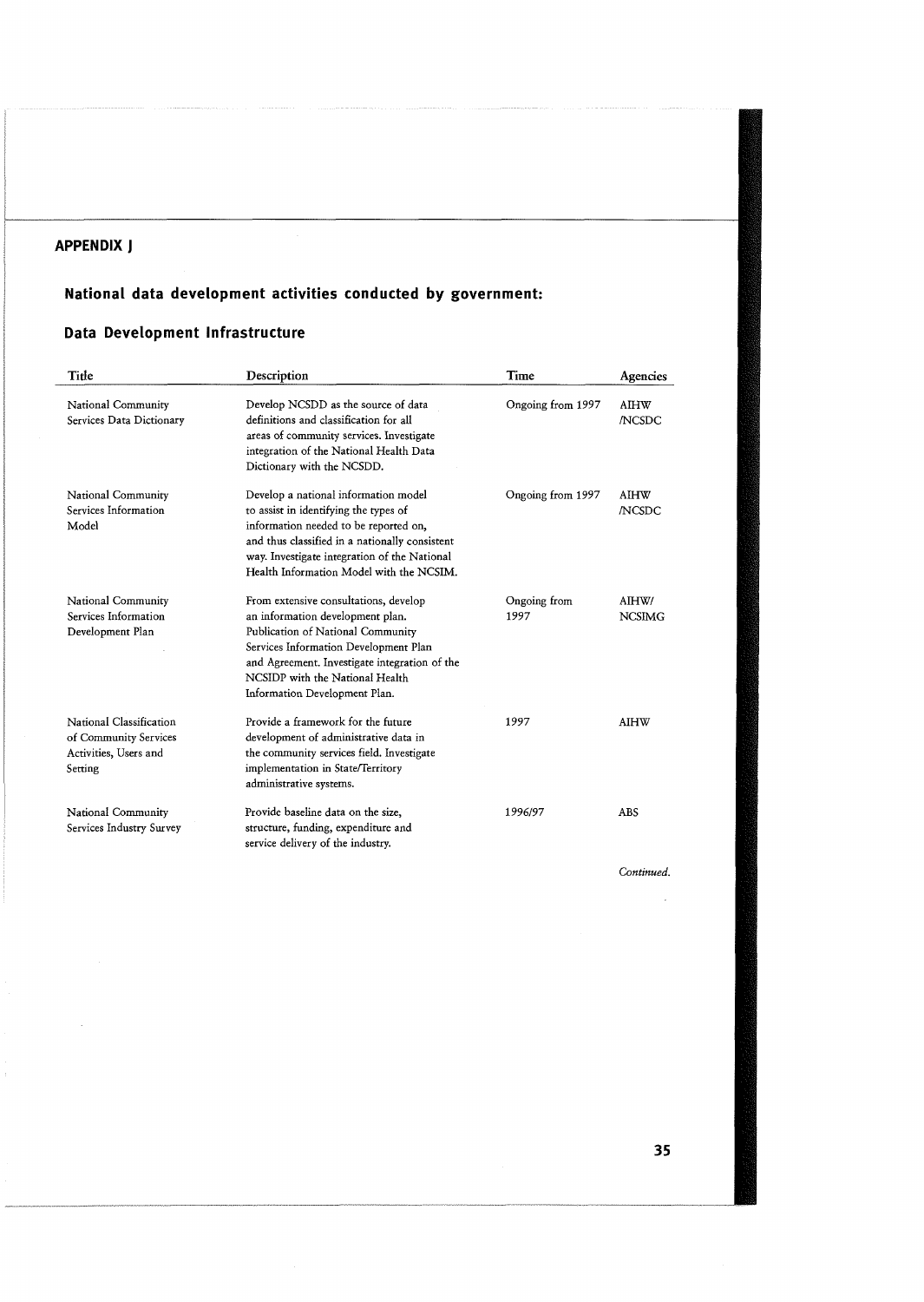## APPENDIX J

## National data development activities conducted by government:

## Data Development Infrastructure

| Title | Description | Time | Agencies |
|---|---|---|---|
| National Community Services Data Dictionary | Develop NCSDD as the source of data definitions and classification for all areas of community services. Investigate integration of the National Health Data Dictionary with the NCSDD. | Ongoing from 1997 | AIHW /NCSDC |
| National Community Services Information Model | Develop a national information model to assist in identifying the types of information needed to be reported on, and thus classified in a nationally consistent way. Investigate integration of the National Health Information Model with the NCSIM. | Ongoing from 1997 | AIHW /NCSDC |
| National Community Services Information Development Plan | From extensive consultations, develop an information development plan. Publication of National Community Services Information Development Plan and Agreement. Investigate integration of the NCSIDP with the National Health Information Development Plan. | Ongoing from 1997 | AIHW/ NCSIMG |
| National Classification of Community Services Activities, Users and Setting | Provide a framework for the future development of administrative data in the community services field. Investigate implementation in State/Territory administrative systems. | 1997 | AIHW |
| National Community Services Industry Survey | Provide baseline data on the size, structure, funding, expenditure and service delivery of the industry. | 1996/97 | ABS |

*Continued.*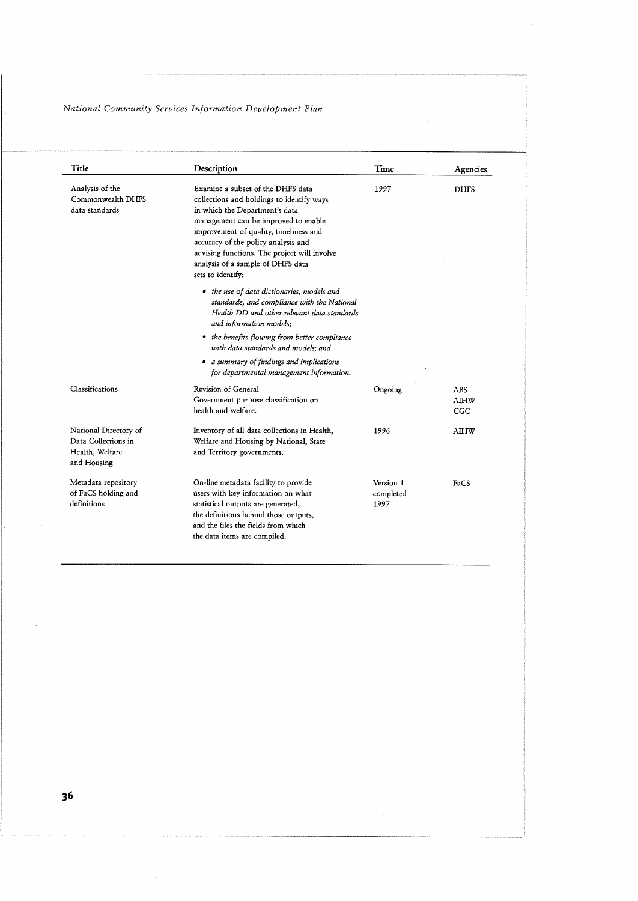| Title | Description | Time | Agencies |
| --- | --- | --- | --- |
| Analysis of the Commonwealth DHFS data standards | Examine a subset of the DHFS data collections and holdings to identify ways in which the Department's data management can be improved to enable improvement of quality, timeliness and accuracy of the policy analysis and advising functions. The project will involve analysis of a sample of DHFS data sets to identify: • *the use of data dictionaries, models and standards, and compliance with the National Health DD and other relevant data standards and information models;* • *the benefits flowing from better compliance with data standards and models; and* • *a summary of findings and implications for departmental management information.* | 1997 | DHFS |
| Classifications | Revision of General Government purpose classification on health and welfare. | Ongoing | ABS AIHW CGC |
| National Directory of Data Collections in Health, Welfare and Housing | Inventory of all data collections in Health, Welfare and Housing by National, State and Territory governments. | 1996 | AIHW |
| Metadata repository of FaCS holding and definitions | On-line metadata facility to provide users with key information on what statistical outputs are generated, the definitions behind those outputs, and the files the fields from which the data items are compiled. | Version 1 completed 1997 | FaCS |